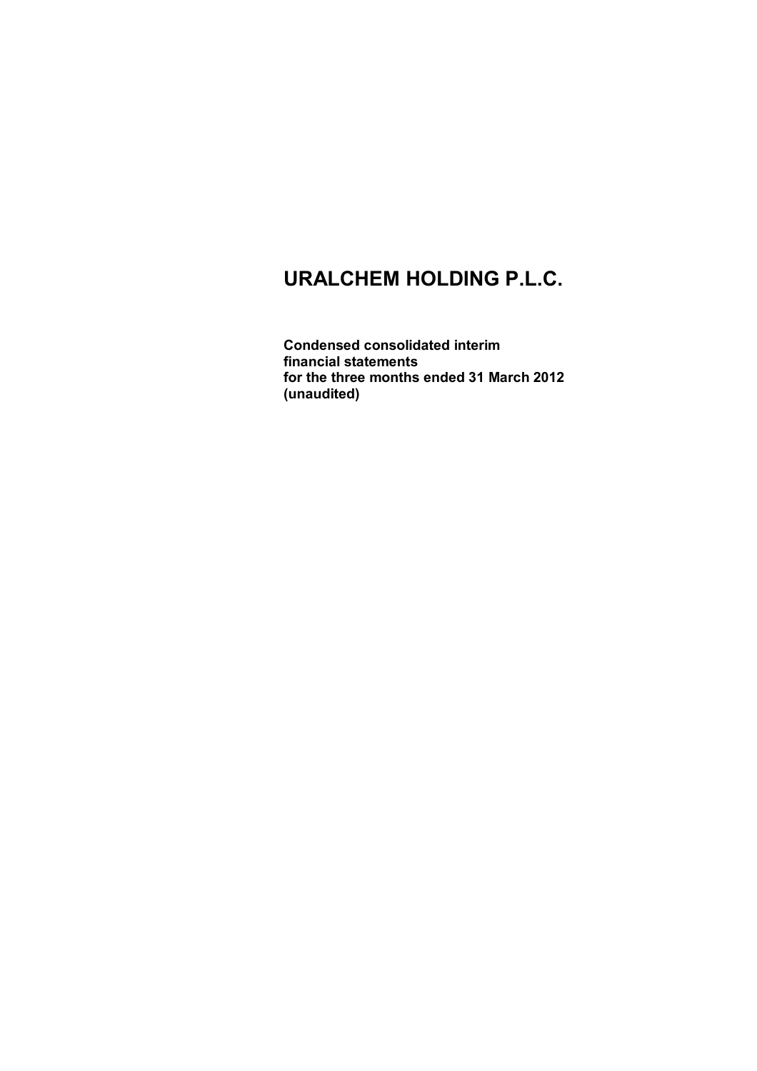# URALCHEM HOLDING P.L.C.

**Condensed consolidated interim financial statements for the three months ended 31 March 2012 (unaudited)**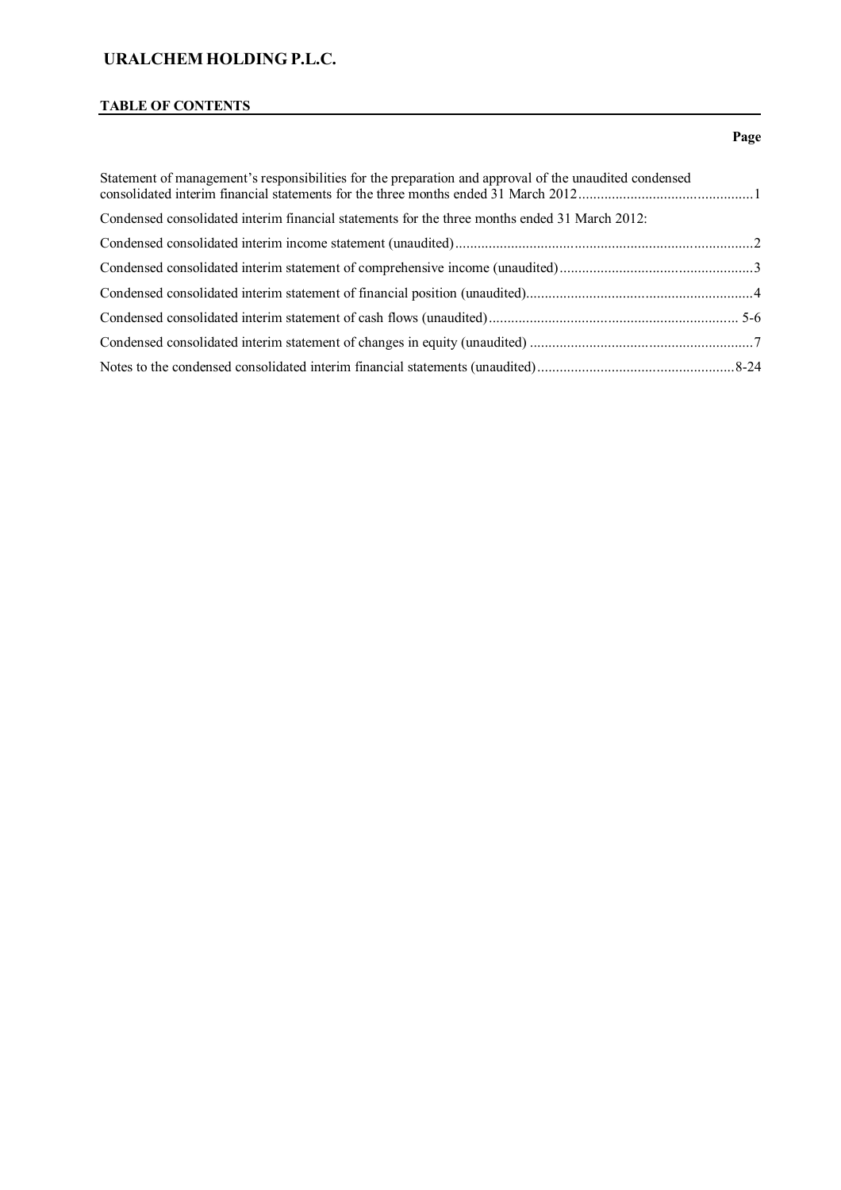# URALCHEM HOLDING P.L.C.

## TABLE OF CONTENTS

| | Page |
|---|---|
| Statement of management's responsibilities for the preparation and approval of the unaudited condensed consolidated interim financial statements for the three months ended 31 March 2012 | 1 |
| Condensed consolidated interim financial statements for the three months ended 31 March 2012: | |
| Condensed consolidated interim income statement (unaudited) | 2 |
| Condensed consolidated interim statement of comprehensive income (unaudited) | 3 |
| Condensed consolidated interim statement of financial position (unaudited) | 4 |
| Condensed consolidated interim statement of cash flows (unaudited) | 5-6 |
| Condensed consolidated interim statement of changes in equity (unaudited) | 7 |
| Notes to the condensed consolidated interim financial statements (unaudited) | 8-24 |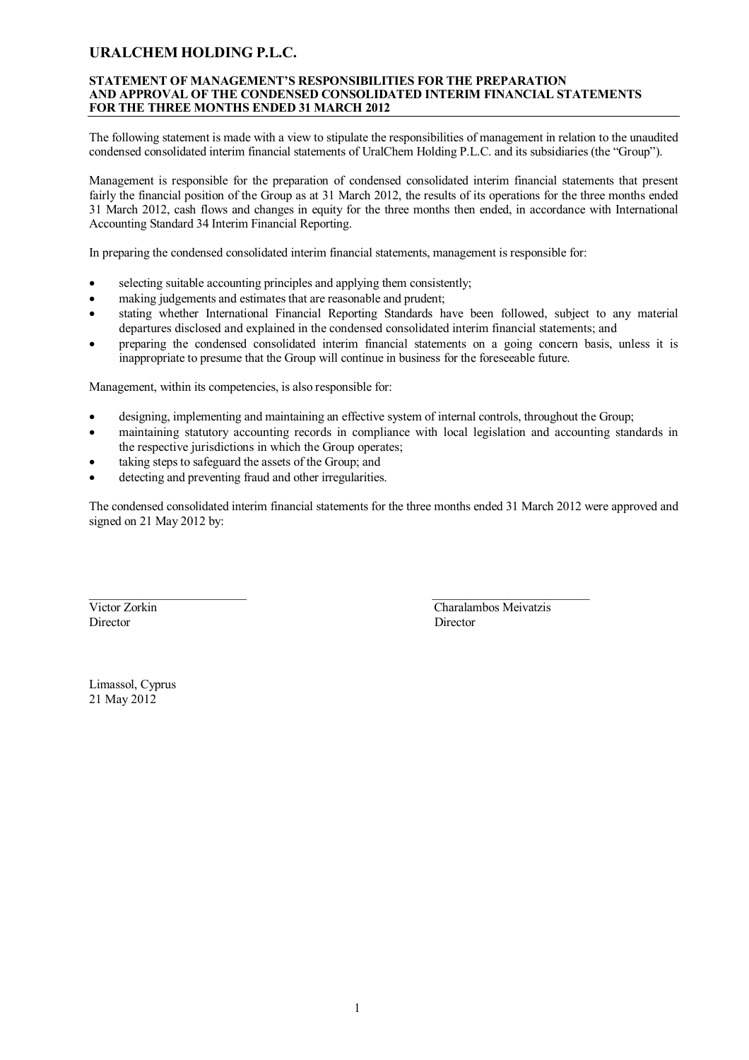# URALCHEM HOLDING P.L.C.

## STATEMENT OF MANAGEMENT'S RESPONSIBILITIES FOR THE PREPARATION AND APPROVAL OF THE CONDENSED CONSOLIDATED INTERIM FINANCIAL STATEMENTS FOR THE THREE MONTHS ENDED 31 MARCH 2012

The following statement is made with a view to stipulate the responsibilities of management in relation to the unaudited condensed consolidated interim financial statements of UralChem Holding P.L.C. and its subsidiaries (the "Group").

Management is responsible for the preparation of condensed consolidated interim financial statements that present fairly the financial position of the Group as at 31 March 2012, the results of its operations for the three months ended 31 March 2012, cash flows and changes in equity for the three months then ended, in accordance with International Accounting Standard 34 Interim Financial Reporting.

In preparing the condensed consolidated interim financial statements, management is responsible for:

- selecting suitable accounting principles and applying them consistently;
- making judgements and estimates that are reasonable and prudent;
- stating whether International Financial Reporting Standards have been followed, subject to any material departures disclosed and explained in the condensed consolidated interim financial statements; and
- preparing the condensed consolidated interim financial statements on a going concern basis, unless it is inappropriate to presume that the Group will continue in business for the foreseeable future.

Management, within its competencies, is also responsible for:

- designing, implementing and maintaining an effective system of internal controls, throughout the Group;
- maintaining statutory accounting records in compliance with local legislation and accounting standards in the respective jurisdictions in which the Group operates;
- taking steps to safeguard the assets of the Group; and
- detecting and preventing fraud and other irregularities.

The condensed consolidated interim financial statements for the three months ended 31 March 2012 were approved and signed on 21 May 2012 by:

\_\_\_\_\_\_\_\_\_\_\_\_\_\_\_\_\_\_\_\_\_\_\_\_\_\_
Victor Zorkin
Director

\_\_\_\_\_\_\_\_\_\_\_\_\_\_\_\_\_\_\_\_\_\_\_\_\_\_
Charalambos Meivatzis
Director

Limassol, Cyprus
21 May 2012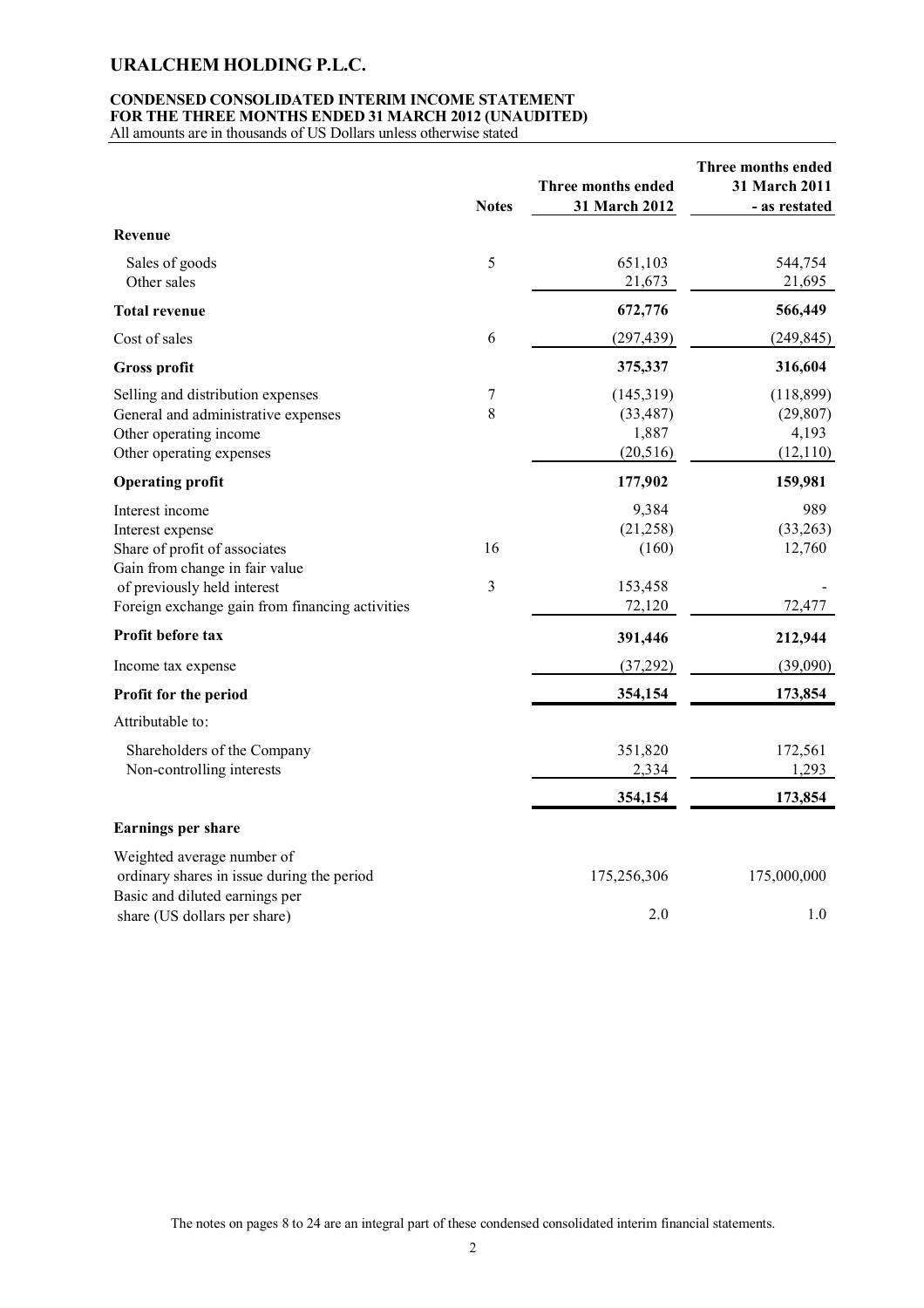# URALCHEM HOLDING P.L.C.

## CONDENSED CONSOLIDATED INTERIM INCOME STATEMENT
## FOR THE THREE MONTHS ENDED 31 MARCH 2012 (UNAUDITED)

All amounts are in thousands of US Dollars unless otherwise stated

| | Notes | Three months ended 31 March 2012 | Three months ended 31 March 2011 - as restated |
|---|---|---|---|
| **Revenue** | | | |
| Sales of goods | 5 | 651,103 | 544,754 |
| Other sales | | 21,673 | 21,695 |
| **Total revenue** | | **672,776** | **566,449** |
| Cost of sales | 6 | (297,439) | (249,845) |
| **Gross profit** | | **375,337** | **316,604** |
| Selling and distribution expenses | 7 | (145,319) | (118,899) |
| General and administrative expenses | 8 | (33,487) | (29,807) |
| Other operating income | | 1,887 | 4,193 |
| Other operating expenses | | (20,516) | (12,110) |
| **Operating profit** | | **177,902** | **159,981** |
| Interest income | | 9,384 | 989 |
| Interest expense | | (21,258) | (33,263) |
| Share of profit of associates | 16 | (160) | 12,760 |
| Gain from change in fair value of previously held interest | 3 | 153,458 | - |
| Foreign exchange gain from financing activities | | 72,120 | 72,477 |
| **Profit before tax** | | **391,446** | **212,944** |
| Income tax expense | | (37,292) | (39,090) |
| **Profit for the period** | | **354,154** | **173,854** |
| Attributable to: | | | |
| Shareholders of the Company | | 351,820 | 172,561 |
| Non-controlling interests | | 2,334 | 1,293 |
| | | **354,154** | **173,854** |
| **Earnings per share** | | | |
| Weighted average number of ordinary shares in issue during the period | | 175,256,306 | 175,000,000 |
| Basic and diluted earnings per share (US dollars per share) | | 2.0 | 1.0 |

The notes on pages 8 to 24 are an integral part of these condensed consolidated interim financial statements.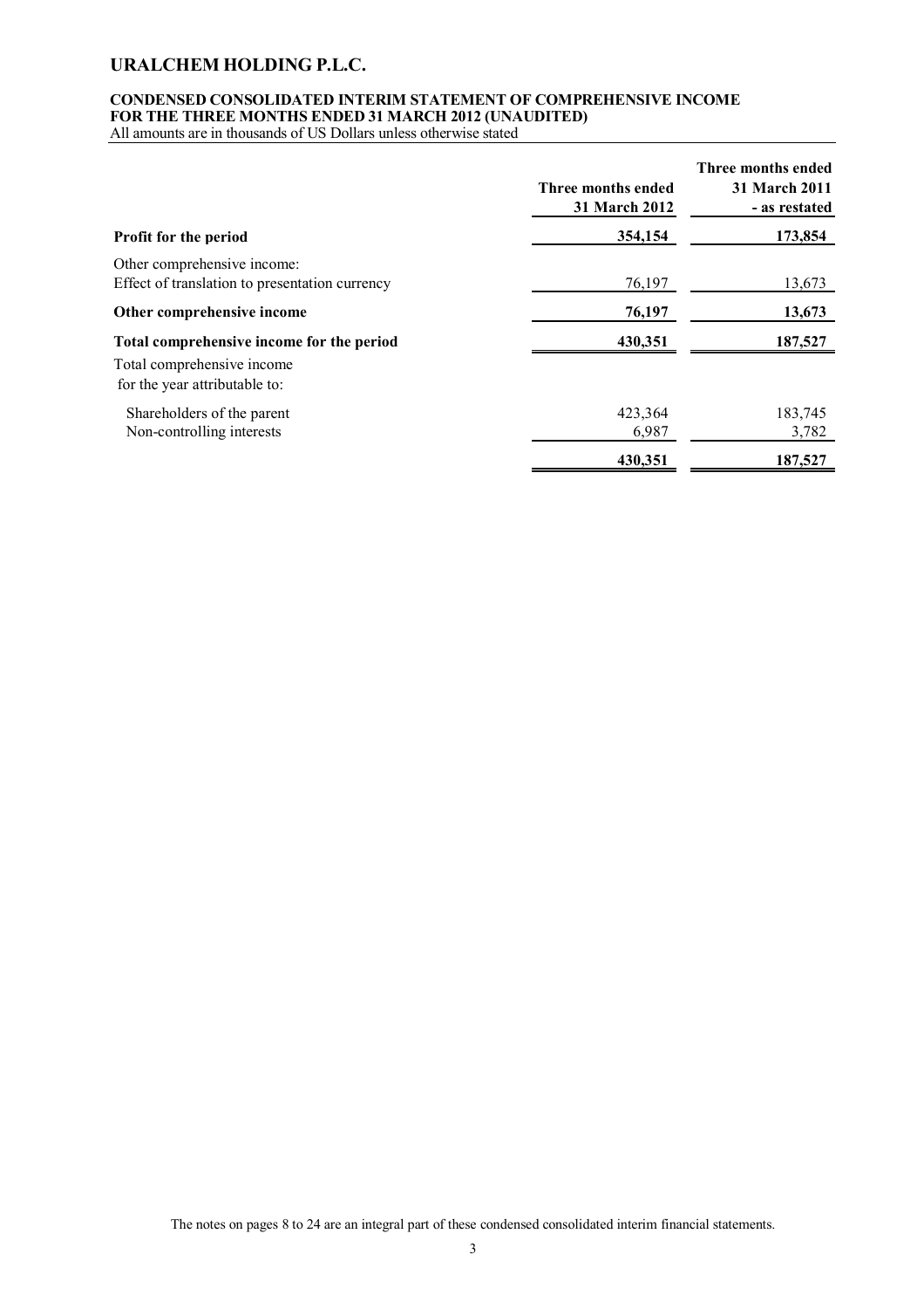# URALCHEM HOLDING P.L.C.

**CONDENSED CONSOLIDATED INTERIM STATEMENT OF COMPREHENSIVE INCOME**
**FOR THE THREE MONTHS ENDED 31 MARCH 2012 (UNAUDITED)**
All amounts are in thousands of US Dollars unless otherwise stated

| | Three months ended 31 March 2012 | Three months ended 31 March 2011 - as restated |
|---|---|---|
| **Profit for the period** | **354,154** | **173,854** |
| Other comprehensive income: | | |
| Effect of translation to presentation currency | 76,197 | 13,673 |
| **Other comprehensive income** | **76,197** | **13,673** |
| **Total comprehensive income for the period** | **430,351** | **187,527** |
| Total comprehensive income for the year attributable to: | | |
| Shareholders of the parent | 423,364 | 183,745 |
| Non-controlling interests | 6,987 | 3,782 |
| | **430,351** | **187,527** |

The notes on pages 8 to 24 are an integral part of these condensed consolidated interim financial statements.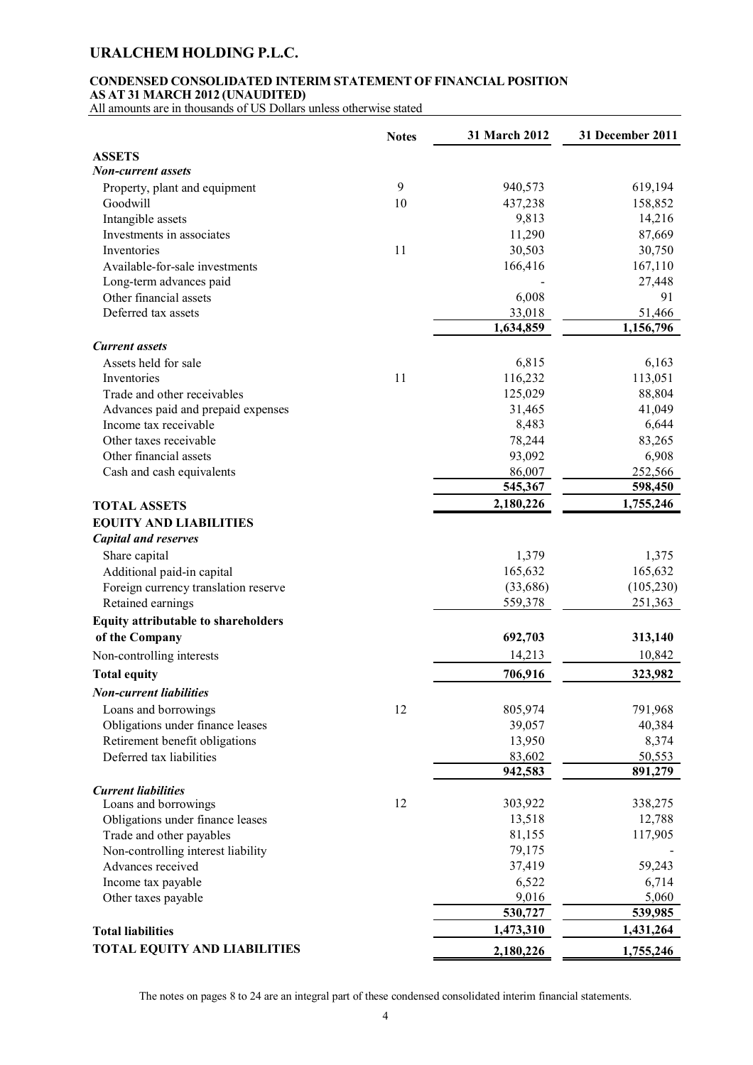# URALCHEM HOLDING P.L.C.

## CONDENSED CONSOLIDATED INTERIM STATEMENT OF FINANCIAL POSITION AS AT 31 MARCH 2012 (UNAUDITED)

All amounts are in thousands of US Dollars unless otherwise stated

| | Notes | 31 March 2012 | 31 December 2011 |
|---|---|---|---|
| **ASSETS** | | | |
| ***Non-current assets*** | | | |
| Property, plant and equipment | 9 | 940,573 | 619,194 |
| Goodwill | 10 | 437,238 | 158,852 |
| Intangible assets | | 9,813 | 14,216 |
| Investments in associates | | 11,290 | 87,669 |
| Inventories | 11 | 30,503 | 30,750 |
| Available-for-sale investments | | 166,416 | 167,110 |
| Long-term advances paid | | - | 27,448 |
| Other financial assets | | 6,008 | 91 |
| Deferred tax assets | | 33,018 | 51,466 |
| | | **1,634,859** | **1,156,796** |
| ***Current assets*** | | | |
| Assets held for sale | | 6,815 | 6,163 |
| Inventories | 11 | 116,232 | 113,051 |
| Trade and other receivables | | 125,029 | 88,804 |
| Advances paid and prepaid expenses | | 31,465 | 41,049 |
| Income tax receivable | | 8,483 | 6,644 |
| Other taxes receivable | | 78,244 | 83,265 |
| Other financial assets | | 93,092 | 6,908 |
| Cash and cash equivalents | | 86,007 | 252,566 |
| | | **545,367** | **598,450** |
| **TOTAL ASSETS** | | **2,180,226** | **1,755,246** |
| **EQUITY AND LIABILITIES** | | | |
| ***Capital and reserves*** | | | |
| Share capital | | 1,379 | 1,375 |
| Additional paid-in capital | | 165,632 | 165,632 |
| Foreign currency translation reserve | | (33,686) | (105,230) |
| Retained earnings | | 559,378 | 251,363 |
| **Equity attributable to shareholders of the Company** | | **692,703** | **313,140** |
| Non-controlling interests | | 14,213 | 10,842 |
| **Total equity** | | **706,916** | **323,982** |
| ***Non-current liabilities*** | | | |
| Loans and borrowings | 12 | 805,974 | 791,968 |
| Obligations under finance leases | | 39,057 | 40,384 |
| Retirement benefit obligations | | 13,950 | 8,374 |
| Deferred tax liabilities | | 83,602 | 50,553 |
| | | **942,583** | **891,279** |
| ***Current liabilities*** | | | |
| Loans and borrowings | 12 | 303,922 | 338,275 |
| Obligations under finance leases | | 13,518 | 12,788 |
| Trade and other payables | | 81,155 | 117,905 |
| Non-controlling interest liability | | 79,175 | - |
| Advances received | | 37,419 | 59,243 |
| Income tax payable | | 6,522 | 6,714 |
| Other taxes payable | | 9,016 | 5,060 |
| | | **530,727** | **539,985** |
| **Total liabilities** | | **1,473,310** | **1,431,264** |
| **TOTAL EQUITY AND LIABILITIES** | | **2,180,226** | **1,755,246** |

The notes on pages 8 to 24 are an integral part of these condensed consolidated interim financial statements.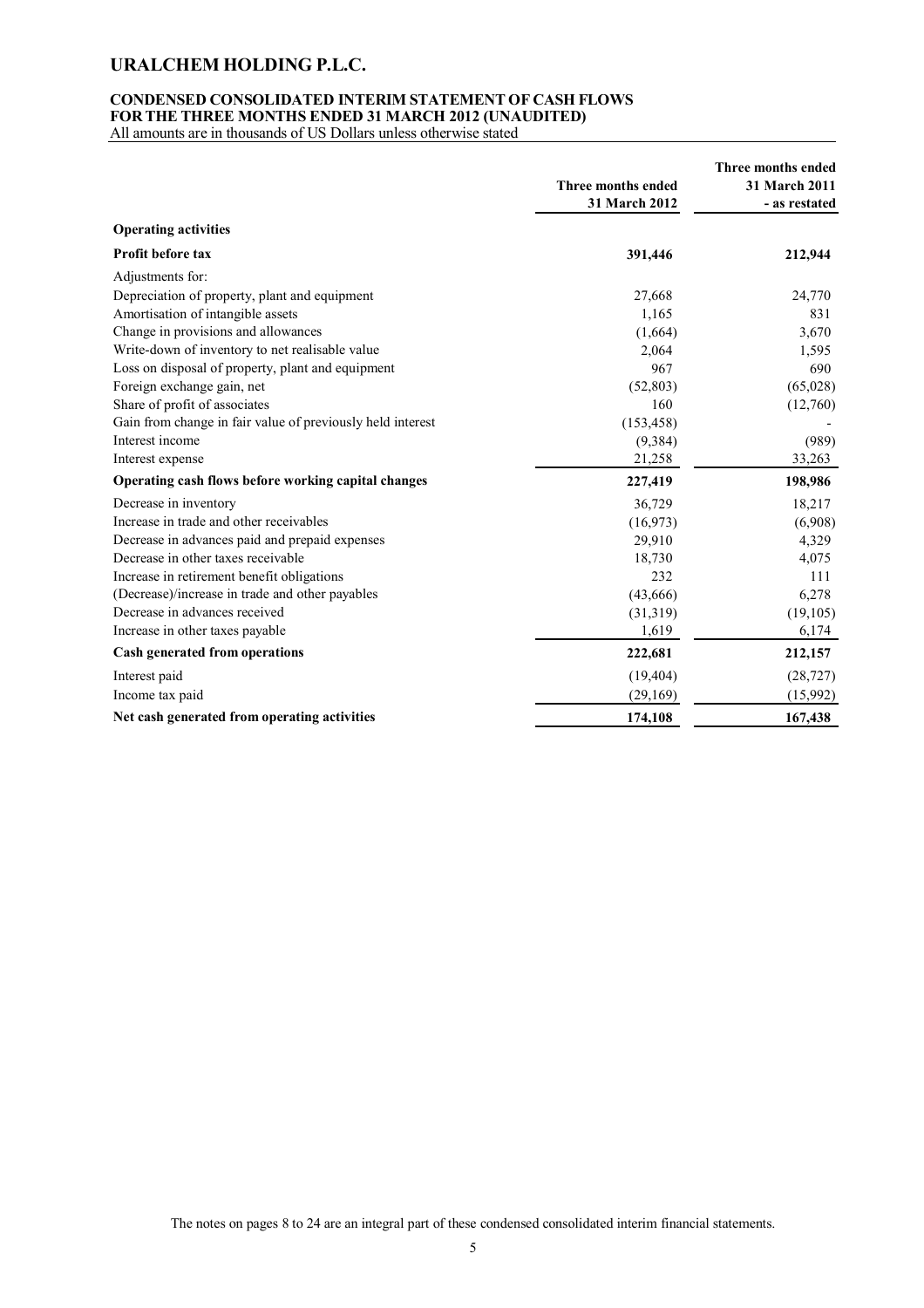# URALCHEM HOLDING P.L.C.

## CONDENSED CONSOLIDATED INTERIM STATEMENT OF CASH FLOWS FOR THE THREE MONTHS ENDED 31 MARCH 2012 (UNAUDITED)

All amounts are in thousands of US Dollars unless otherwise stated

| | Three months ended 31 March 2012 | Three months ended 31 March 2011 - as restated |
|---|---|---|
| **Operating activities** | | |
| **Profit before tax** | **391,446** | **212,944** |
| Adjustments for: | | |
| Depreciation of property, plant and equipment | 27,668 | 24,770 |
| Amortisation of intangible assets | 1,165 | 831 |
| Change in provisions and allowances | (1,664) | 3,670 |
| Write-down of inventory to net realisable value | 2,064 | 1,595 |
| Loss on disposal of property, plant and equipment | 967 | 690 |
| Foreign exchange gain, net | (52,803) | (65,028) |
| Share of profit of associates | 160 | (12,760) |
| Gain from change in fair value of previously held interest | (153,458) | - |
| Interest income | (9,384) | (989) |
| Interest expense | 21,258 | 33,263 |
| **Operating cash flows before working capital changes** | **227,419** | **198,986** |
| Decrease in inventory | 36,729 | 18,217 |
| Increase in trade and other receivables | (16,973) | (6,908) |
| Decrease in advances paid and prepaid expenses | 29,910 | 4,329 |
| Decrease in other taxes receivable | 18,730 | 4,075 |
| Increase in retirement benefit obligations | 232 | 111 |
| (Decrease)/increase in trade and other payables | (43,666) | 6,278 |
| Decrease in advances received | (31,319) | (19,105) |
| Increase in other taxes payable | 1,619 | 6,174 |
| **Cash generated from operations** | **222,681** | **212,157** |
| Interest paid | (19,404) | (28,727) |
| Income tax paid | (29,169) | (15,992) |
| **Net cash generated from operating activities** | **174,108** | **167,438** |

The notes on pages 8 to 24 are an integral part of these condensed consolidated interim financial statements.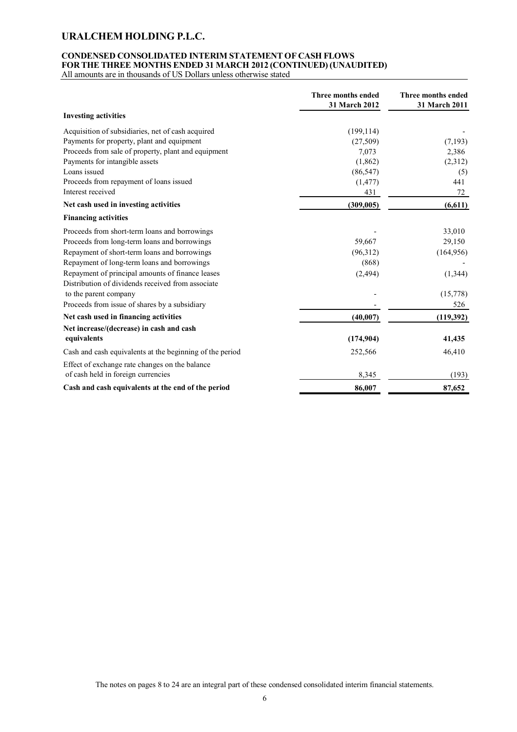# URALCHEM HOLDING P.L.C.

## CONDENSED CONSOLIDATED INTERIM STATEMENT OF CASH FLOWS FOR THE THREE MONTHS ENDED 31 MARCH 2012 (CONTINUED) (UNAUDITED)

All amounts are in thousands of US Dollars unless otherwise stated

| | Three months ended 31 March 2012 | Three months ended 31 March 2011 |
|---|---|---|
| **Investing activities** | | |
| Acquisition of subsidiaries, net of cash acquired | (199,114) | - |
| Payments for property, plant and equipment | (27,509) | (7,193) |
| Proceeds from sale of property, plant and equipment | 7,073 | 2,386 |
| Payments for intangible assets | (1,862) | (2,312) |
| Loans issued | (86,547) | (5) |
| Proceeds from repayment of loans issued | (1,477) | 441 |
| Interest received | 431 | 72 |
| **Net cash used in investing activities** | **(309,005)** | **(6,611)** |
| **Financing activities** | | |
| Proceeds from short-term loans and borrowings | - | 33,010 |
| Proceeds from long-term loans and borrowings | 59,667 | 29,150 |
| Repayment of short-term loans and borrowings | (96,312) | (164,956) |
| Repayment of long-term loans and borrowings | (868) | - |
| Repayment of principal amounts of finance leases | (2,494) | (1,344) |
| Distribution of dividends received from associate to the parent company | - | (15,778) |
| Proceeds from issue of shares by a subsidiary | - | 526 |
| **Net cash used in financing activities** | **(40,007)** | **(119,392)** |
| **Net increase/(decrease) in cash and cash equivalents** | **(174,904)** | **41,435** |
| Cash and cash equivalents at the beginning of the period | 252,566 | 46,410 |
| Effect of exchange rate changes on the balance of cash held in foreign currencies | 8,345 | (193) |
| **Cash and cash equivalents at the end of the period** | **86,007** | **87,652** |

The notes on pages 8 to 24 are an integral part of these condensed consolidated interim financial statements.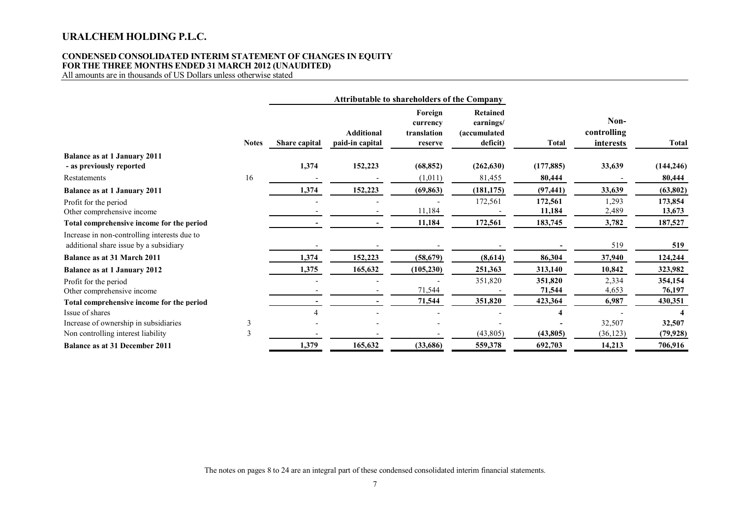# URALCHEM HOLDING P.L.C.

**CONDENSED CONSOLIDATED INTERIM STATEMENT OF CHANGES IN EQUITY**
**FOR THE THREE MONTHS ENDED 31 MARCH 2012 (UNAUDITED)**
All amounts are in thousands of US Dollars unless otherwise stated

| | | Attributable to shareholders of the Company | | | | | | |
|---|---|---|---|---|---|---|---|---|
| | **Notes** | **Share capital** | **Additional paid-in capital** | **Foreign currency translation reserve** | **Retained earnings/ (accumulated deficit)** | **Total** | **Non-controlling interests** | **Total** |
| **Balance as at 1 January 2011 - as previously reported** | | **1,374** | **152,223** | **(68,852)** | **(262,630)** | **(177,885)** | **33,639** | **(144,246)** |
| Restatements | 16 | - | - | (1,011) | 81,455 | **80,444** | - | **80,444** |
| **Balance as at 1 January 2011** | | **1,374** | **152,223** | **(69,863)** | **(181,175)** | **(97,441)** | **33,639** | **(63,802)** |
| Profit for the period | | - | - | - | 172,561 | **172,561** | 1,293 | **173,854** |
| Other comprehensive income | | - | - | 11,184 | - | **11,184** | 2,489 | **13,673** |
| **Total comprehensive income for the period** | | **-** | **-** | **11,184** | **172,561** | **183,745** | **3,782** | **187,527** |
| Increase in non-controlling interests due to additional share issue by a subsidiary | | - | - | - | - | **-** | 519 | **519** |
| **Balance as at 31 March 2011** | | **1,374** | **152,223** | **(58,679)** | **(8,614)** | **86,304** | **37,940** | **124,244** |
| **Balance as at 1 January 2012** | | **1,375** | **165,632** | **(105,230)** | **251,363** | **313,140** | **10,842** | **323,982** |
| Profit for the period | | - | - | - | 351,820 | **351,820** | 2,334 | **354,154** |
| Other comprehensive income | | - | - | 71,544 | - | **71,544** | 4,653 | **76,197** |
| **Total comprehensive income for the period** | | **-** | **-** | **71,544** | **351,820** | **423,364** | **6,987** | **430,351** |
| Issue of shares | | 4 | - | - | - | **4** | - | **4** |
| Increase of ownership in subsidiaries | 3 | - | - | - | - | **-** | 32,507 | **32,507** |
| Non controlling interest liability | 3 | - | - | - | (43,805) | **(43,805)** | (36,123) | **(79,928)** |
| **Balance as at 31 December 2011** | | **1,379** | **165,632** | **(33,686)** | **559,378** | **692,703** | **14,213** | **706,916** |

The notes on pages 8 to 24 are an integral part of these condensed consolidated interim financial statements.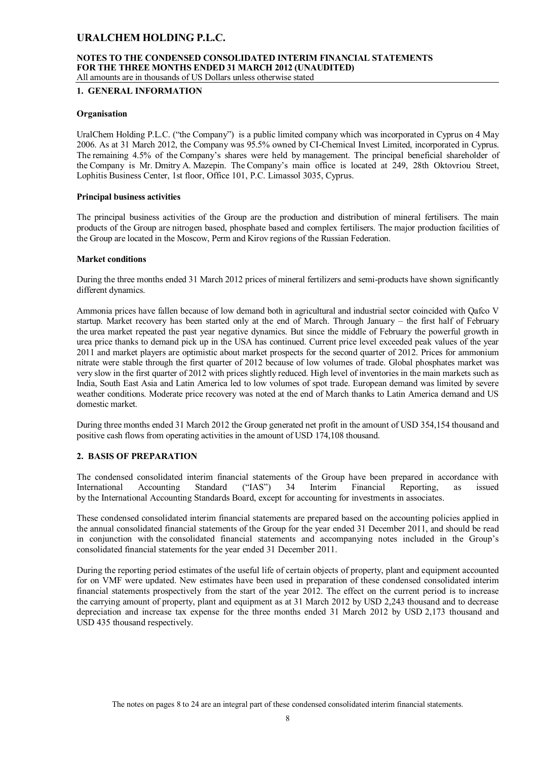# URALCHEM HOLDING P.L.C.

**NOTES TO THE CONDENSED CONSOLIDATED INTERIM FINANCIAL STATEMENTS FOR THE THREE MONTHS ENDED 31 MARCH 2012 (UNAUDITED)**
All amounts are in thousands of US Dollars unless otherwise stated

## 1. GENERAL INFORMATION

### Organisation

UralChem Holding P.L.C. ("the Company") is a public limited company which was incorporated in Cyprus on 4 May 2006. As at 31 March 2012, the Company was 95.5% owned by CI-Chemical Invest Limited, incorporated in Cyprus. The remaining 4.5% of the Company's shares were held by management. The principal beneficial shareholder of the Company is Mr. Dmitry A. Mazepin. The Company's main office is located at 249, 28th Oktovriou Street, Lophitis Business Center, 1st floor, Office 101, P.C. Limassol 3035, Cyprus.

### Principal business activities

The principal business activities of the Group are the production and distribution of mineral fertilisers. The main products of the Group are nitrogen based, phosphate based and complex fertilisers. The major production facilities of the Group are located in the Moscow, Perm and Kirov regions of the Russian Federation.

### Market conditions

During the three months ended 31 March 2012 prices of mineral fertilizers and semi-products have shown significantly different dynamics.

Ammonia prices have fallen because of low demand both in agricultural and industrial sector coincided with Qafco V startup. Market recovery has been started only at the end of March. Through January – the first half of February the urea market repeated the past year negative dynamics. But since the middle of February the powerful growth in urea price thanks to demand pick up in the USA has continued. Current price level exceeded peak values of the year 2011 and market players are optimistic about market prospects for the second quarter of 2012. Prices for ammonium nitrate were stable through the first quarter of 2012 because of low volumes of trade. Global phosphates market was very slow in the first quarter of 2012 with prices slightly reduced. High level of inventories in the main markets such as India, South East Asia and Latin America led to low volumes of spot trade. European demand was limited by severe weather conditions. Moderate price recovery was noted at the end of March thanks to Latin America demand and US domestic market.

During three months ended 31 March 2012 the Group generated net profit in the amount of USD 354,154 thousand and positive cash flows from operating activities in the amount of USD 174,108 thousand.

## 2. BASIS OF PREPARATION

The condensed consolidated interim financial statements of the Group have been prepared in accordance with International Accounting Standard ("IAS") 34 Interim Financial Reporting, as issued by the International Accounting Standards Board, except for accounting for investments in associates.

These condensed consolidated interim financial statements are prepared based on the accounting policies applied in the annual consolidated financial statements of the Group for the year ended 31 December 2011, and should be read in conjunction with the consolidated financial statements and accompanying notes included in the Group's consolidated financial statements for the year ended 31 December 2011.

During the reporting period estimates of the useful life of certain objects of property, plant and equipment accounted for on VMF were updated. New estimates have been used in preparation of these condensed consolidated interim financial statements prospectively from the start of the year 2012. The effect on the current period is to increase the carrying amount of property, plant and equipment as at 31 March 2012 by USD 2,243 thousand and to decrease depreciation and increase tax expense for the three months ended 31 March 2012 by USD 2,173 thousand and USD 435 thousand respectively.

The notes on pages 8 to 24 are an integral part of these condensed consolidated interim financial statements.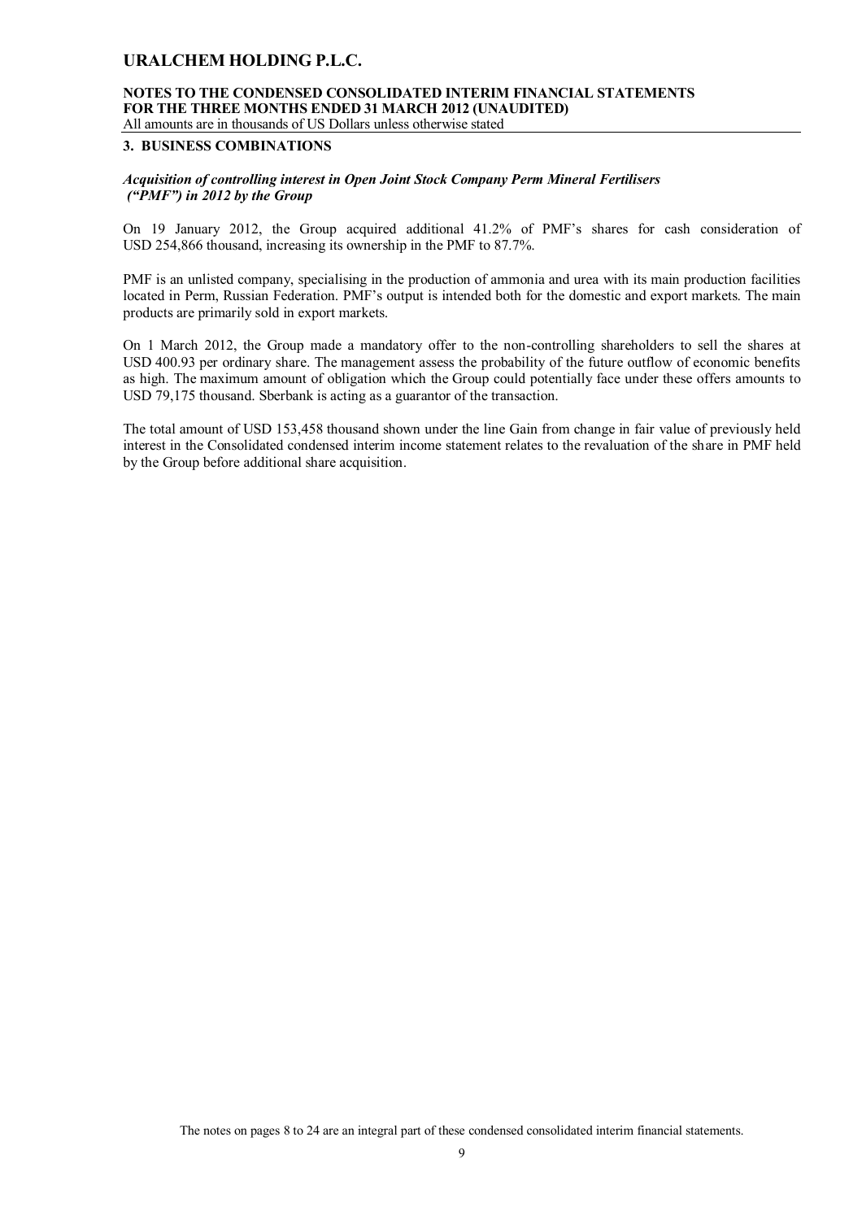## 3. BUSINESS COMBINATIONS

***Acquisition of controlling interest in Open Joint Stock Company Perm Mineral Fertilisers ("PMF") in 2012 by the Group***

On 19 January 2012, the Group acquired additional 41.2% of PMF's shares for cash consideration of USD 254,866 thousand, increasing its ownership in the PMF to 87.7%.

PMF is an unlisted company, specialising in the production of ammonia and urea with its main production facilities located in Perm, Russian Federation. PMF's output is intended both for the domestic and export markets. The main products are primarily sold in export markets.

On 1 March 2012, the Group made a mandatory offer to the non-controlling shareholders to sell the shares at USD 400.93 per ordinary share. The management assess the probability of the future outflow of economic benefits as high. The maximum amount of obligation which the Group could potentially face under these offers amounts to USD 79,175 thousand. Sberbank is acting as a guarantor of the transaction.

The total amount of USD 153,458 thousand shown under the line Gain from change in fair value of previously held interest in the Consolidated condensed interim income statement relates to the revaluation of the share in PMF held by the Group before additional share acquisition.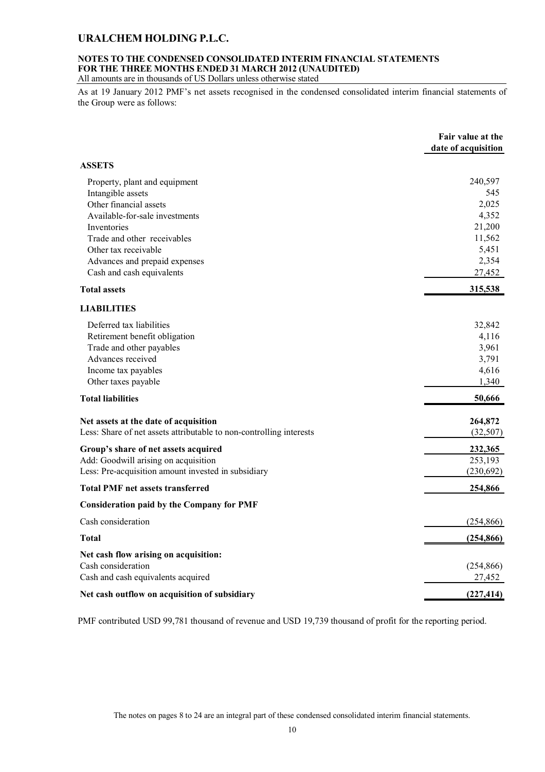# URALCHEM HOLDING P.L.C.

**NOTES TO THE CONDENSED CONSOLIDATED INTERIM FINANCIAL STATEMENTS FOR THE THREE MONTHS ENDED 31 MARCH 2012 (UNAUDITED)**

All amounts are in thousands of US Dollars unless otherwise stated

As at 19 January 2012 PMF's net assets recognised in the condensed consolidated interim financial statements of the Group were as follows:

| | Fair value at the date of acquisition |
|---|---|
| **ASSETS** | |
| Property, plant and equipment | 240,597 |
| Intangible assets | 545 |
| Other financial assets | 2,025 |
| Available-for-sale investments | 4,352 |
| Inventories | 21,200 |
| Trade and other receivables | 11,562 |
| Other tax receivable | 5,451 |
| Advances and prepaid expenses | 2,354 |
| Cash and cash equivalents | 27,452 |
| **Total assets** | **315,538** |
| **LIABILITIES** | |
| Deferred tax liabilities | 32,842 |
| Retirement benefit obligation | 4,116 |
| Trade and other payables | 3,961 |
| Advances received | 3,791 |
| Income tax payables | 4,616 |
| Other taxes payable | 1,340 |
| **Total liabilities** | **50,666** |
| **Net assets at the date of acquisition** | **264,872** |
| Less: Share of net assets attributable to non-controlling interests | (32,507) |
| **Group's share of net assets acquired** | **232,365** |
| Add: Goodwill arising on acquisition | 253,193 |
| Less: Pre-acquisition amount invested in subsidiary | (230,692) |
| **Total PMF net assets transferred** | **254,866** |
| **Consideration paid by the Company for PMF** | |
| Cash consideration | (254,866) |
| **Total** | **(254,866)** |
| **Net cash flow arising on acquisition:** | |
| Cash consideration | (254,866) |
| Cash and cash equivalents acquired | 27,452 |
| **Net cash outflow on acquisition of subsidiary** | **(227,414)** |

PMF contributed USD 99,781 thousand of revenue and USD 19,739 thousand of profit for the reporting period.

The notes on pages 8 to 24 are an integral part of these condensed consolidated interim financial statements.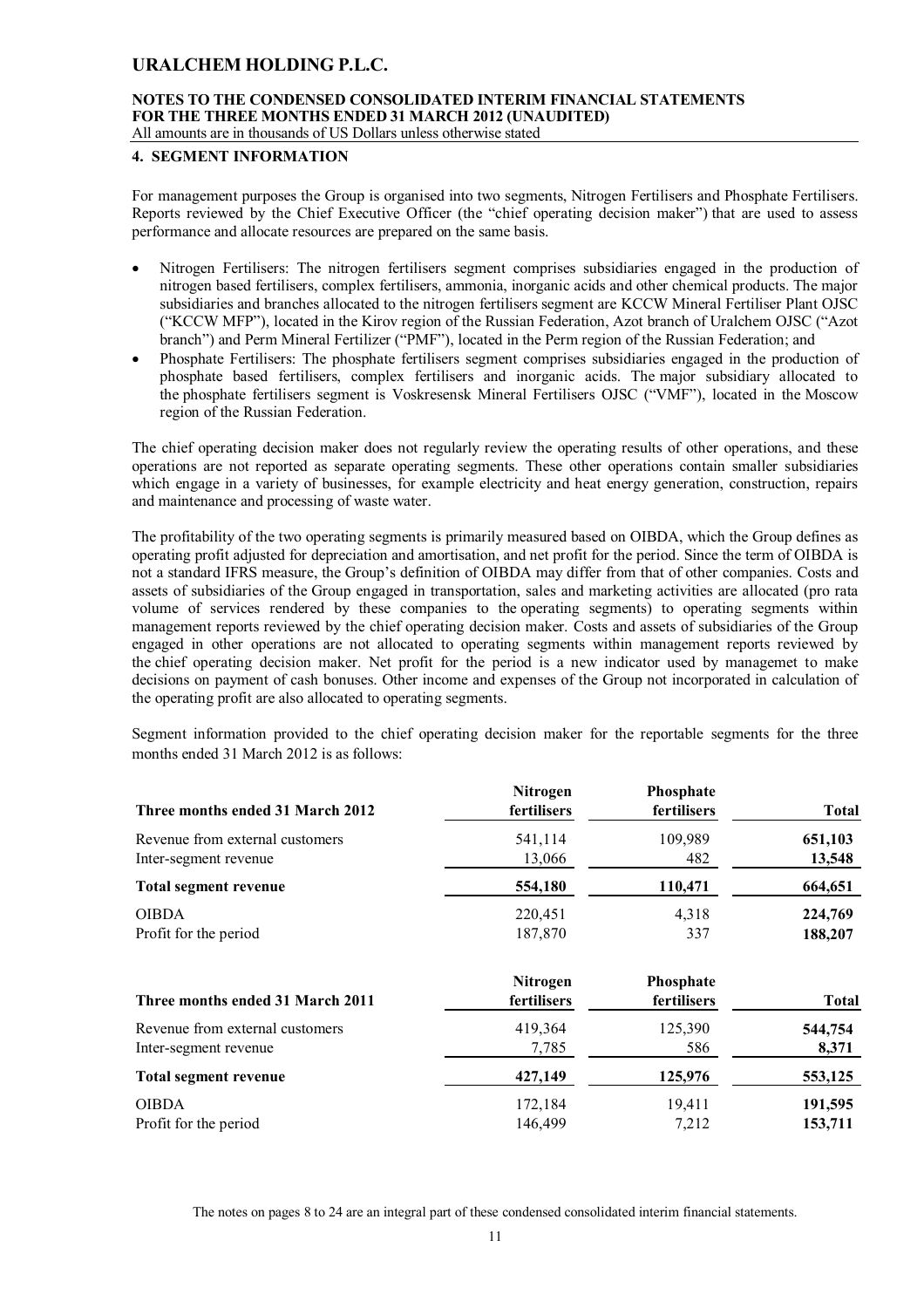## 4. SEGMENT INFORMATION

For management purposes the Group is organised into two segments, Nitrogen Fertilisers and Phosphate Fertilisers. Reports reviewed by the Chief Executive Officer (the "chief operating decision maker") that are used to assess performance and allocate resources are prepared on the same basis.

- Nitrogen Fertilisers: The nitrogen fertilisers segment comprises subsidiaries engaged in the production of nitrogen based fertilisers, complex fertilisers, ammonia, inorganic acids and other chemical products. The major subsidiaries and branches allocated to the nitrogen fertilisers segment are KCCW Mineral Fertiliser Plant OJSC ("KCCW MFP"), located in the Kirov region of the Russian Federation, Azot branch of Uralchem OJSC ("Azot branch") and Perm Mineral Fertilizer ("PMF"), located in the Perm region of the Russian Federation; and
- Phosphate Fertilisers: The phosphate fertilisers segment comprises subsidiaries engaged in the production of phosphate based fertilisers, complex fertilisers and inorganic acids. The major subsidiary allocated to the phosphate fertilisers segment is Voskresensk Mineral Fertilisers OJSC ("VMF"), located in the Moscow region of the Russian Federation.

The chief operating decision maker does not regularly review the operating results of other operations, and these operations are not reported as separate operating segments. These other operations contain smaller subsidiaries which engage in a variety of businesses, for example electricity and heat energy generation, construction, repairs and maintenance and processing of waste water.

The profitability of the two operating segments is primarily measured based on OIBDA, which the Group defines as operating profit adjusted for depreciation and amortisation, and net profit for the period. Since the term of OIBDA is not a standard IFRS measure, the Group's definition of OIBDA may differ from that of other companies. Costs and assets of subsidiaries of the Group engaged in transportation, sales and marketing activities are allocated (pro rata volume of services rendered by these companies to the operating segments) to operating segments within management reports reviewed by the chief operating decision maker. Costs and assets of subsidiaries of the Group engaged in other operations are not allocated to operating segments within management reports reviewed by the chief operating decision maker. Net profit for the period is a new indicator used by managemet to make decisions on payment of cash bonuses. Other income and expenses of the Group not incorporated in calculation of the operating profit are also allocated to operating segments.

Segment information provided to the chief operating decision maker for the reportable segments for the three months ended 31 March 2012 is as follows:

| Three months ended 31 March 2012 | Nitrogen fertilisers | Phosphate fertilisers | Total |
|---|---|---|---|
| Revenue from external customers | 541,114 | 109,989 | **651,103** |
| Inter-segment revenue | 13,066 | 482 | **13,548** |
| **Total segment revenue** | **554,180** | **110,471** | **664,651** |
| OIBDA | 220,451 | 4,318 | **224,769** |
| Profit for the period | 187,870 | 337 | **188,207** |

| Three months ended 31 March 2011 | Nitrogen fertilisers | Phosphate fertilisers | Total |
|---|---|---|---|
| Revenue from external customers | 419,364 | 125,390 | **544,754** |
| Inter-segment revenue | 7,785 | 586 | **8,371** |
| **Total segment revenue** | **427,149** | **125,976** | **553,125** |
| OIBDA | 172,184 | 19,411 | **191,595** |
| Profit for the period | 146,499 | 7,212 | **153,711** |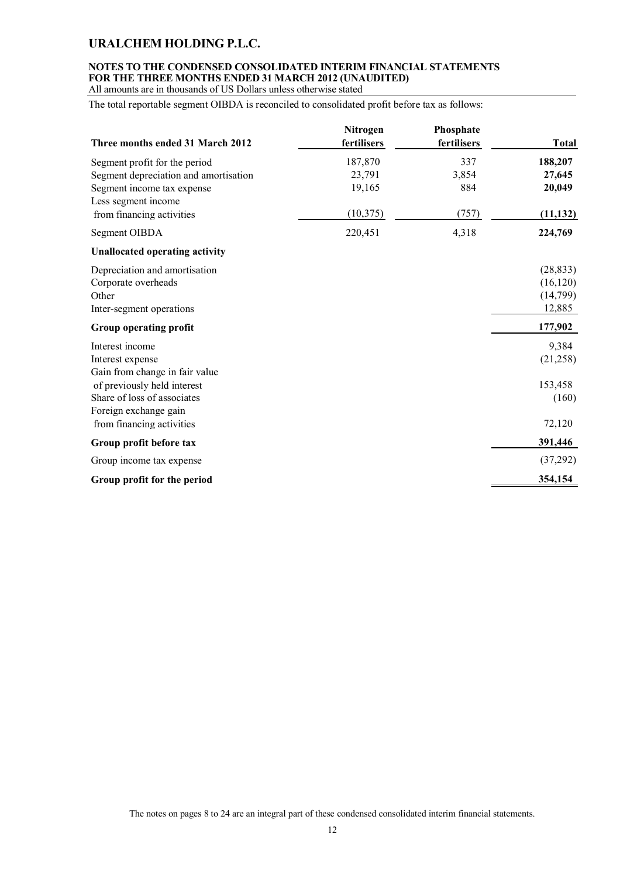# URALCHEM HOLDING P.L.C.

**NOTES TO THE CONDENSED CONSOLIDATED INTERIM FINANCIAL STATEMENTS FOR THE THREE MONTHS ENDED 31 MARCH 2012 (UNAUDITED)**
All amounts are in thousands of US Dollars unless otherwise stated

The total reportable segment OIBDA is reconciled to consolidated profit before tax as follows:

| Three months ended 31 March 2012 | Nitrogen fertilisers | Phosphate fertilisers | Total |
|---|---|---|---|
| Segment profit for the period | 187,870 | 337 | **188,207** |
| Segment depreciation and amortisation | 23,791 | 3,854 | **27,645** |
| Segment income tax expense | 19,165 | 884 | **20,049** |
| Less segment income from financing activities | (10,375) | (757) | **(11,132)** |
| Segment OIBDA | 220,451 | 4,318 | **224,769** |
| **Unallocated operating activity** | | | |
| Depreciation and amortisation | | | (28,833) |
| Corporate overheads | | | (16,120) |
| Other | | | (14,799) |
| Inter-segment operations | | | 12,885 |
| **Group operating profit** | | | **177,902** |
| Interest income | | | 9,384 |
| Interest expense | | | (21,258) |
| Gain from change in fair value of previously held interest | | | 153,458 |
| Share of loss of associates | | | (160) |
| Foreign exchange gain from financing activities | | | 72,120 |
| **Group profit before tax** | | | **391,446** |
| Group income tax expense | | | (37,292) |
| **Group profit for the period** | | | **354,154** |

The notes on pages 8 to 24 are an integral part of these condensed consolidated interim financial statements.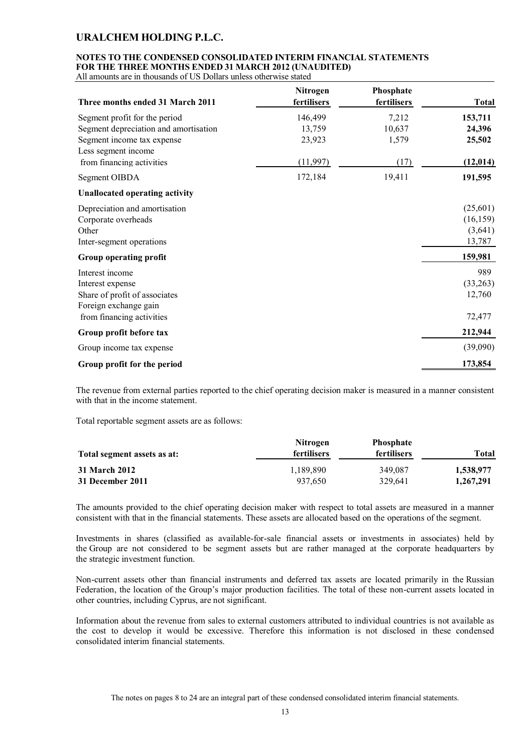# URALCHEM HOLDING P.L.C.

## NOTES TO THE CONDENSED CONSOLIDATED INTERIM FINANCIAL STATEMENTS FOR THE THREE MONTHS ENDED 31 MARCH 2012 (UNAUDITED)

All amounts are in thousands of US Dollars unless otherwise stated

| Three months ended 31 March 2011 | Nitrogen fertilisers | Phosphate fertilisers | Total |
|---|---|---|---|
| Segment profit for the period | 146,499 | 7,212 | **153,711** |
| Segment depreciation and amortisation | 13,759 | 10,637 | **24,396** |
| Segment income tax expense | 23,923 | 1,579 | **25,502** |
| Less segment income from financing activities | (11,997) | (17) | **(12,014)** |
| Segment OIBDA | 172,184 | 19,411 | **191,595** |
| **Unallocated operating activity** | | | |
| Depreciation and amortisation | | | (25,601) |
| Corporate overheads | | | (16,159) |
| Other | | | (3,641) |
| Inter-segment operations | | | 13,787 |
| **Group operating profit** | | | **159,981** |
| Interest income | | | 989 |
| Interest expense | | | (33,263) |
| Share of profit of associates | | | 12,760 |
| Foreign exchange gain from financing activities | | | 72,477 |
| **Group profit before tax** | | | **212,944** |
| Group income tax expense | | | (39,090) |
| **Group profit for the period** | | | **173,854** |

The revenue from external parties reported to the chief operating decision maker is measured in a manner consistent with that in the income statement.

Total reportable segment assets are as follows:

| Total segment assets as at: | Nitrogen fertilisers | Phosphate fertilisers | Total |
|---|---|---|---|
| **31 March 2012** | 1,189,890 | 349,087 | **1,538,977** |
| **31 December 2011** | 937,650 | 329,641 | **1,267,291** |

The amounts provided to the chief operating decision maker with respect to total assets are measured in a manner consistent with that in the financial statements. These assets are allocated based on the operations of the segment.

Investments in shares (classified as available-for-sale financial assets or investments in associates) held by the Group are not considered to be segment assets but are rather managed at the corporate headquarters by the strategic investment function.

Non-current assets other than financial instruments and deferred tax assets are located primarily in the Russian Federation, the location of the Group's major production facilities. The total of these non-current assets located in other countries, including Cyprus, are not significant.

Information about the revenue from sales to external customers attributed to individual countries is not available as the cost to develop it would be excessive. Therefore this information is not disclosed in these condensed consolidated interim financial statements.

The notes on pages 8 to 24 are an integral part of these condensed consolidated interim financial statements.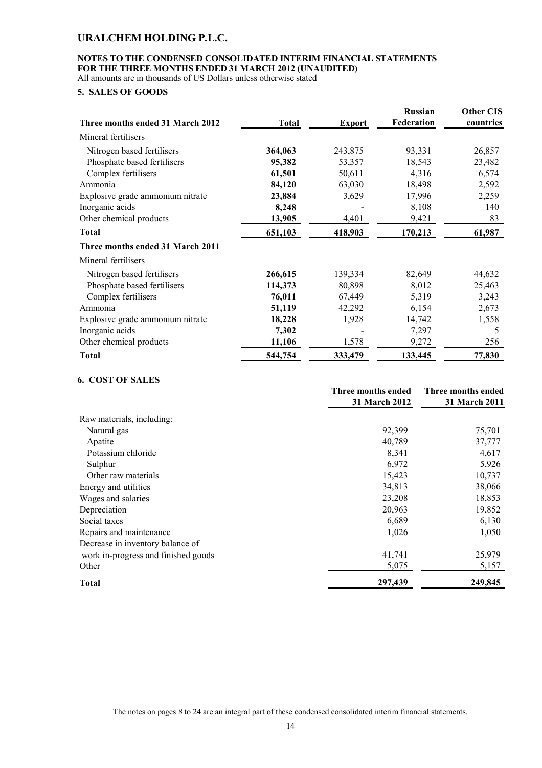# URALCHEM HOLDING P.L.C.

**NOTES TO THE CONDENSED CONSOLIDATED INTERIM FINANCIAL STATEMENTS FOR THE THREE MONTHS ENDED 31 MARCH 2012 (UNAUDITED)**

All amounts are in thousands of US Dollars unless otherwise stated

## 5. SALES OF GOODS

| Three months ended 31 March 2012 | Total | Export | Russian Federation | Other CIS countries |
|---|---|---|---|---|
| Mineral fertilisers | | | | |
| Nitrogen based fertilisers | **364,063** | 243,875 | 93,331 | 26,857 |
| Phosphate based fertilisers | **95,382** | 53,357 | 18,543 | 23,482 |
| Complex fertilisers | **61,501** | 50,611 | 4,316 | 6,574 |
| Ammonia | **84,120** | 63,030 | 18,498 | 2,592 |
| Explosive grade ammonium nitrate | **23,884** | 3,629 | 17,996 | 2,259 |
| Inorganic acids | **8,248** | - | 8,108 | 140 |
| Other chemical products | **13,905** | 4,401 | 9,421 | 83 |
| **Total** | **651,103** | **418,903** | **170,213** | **61,987** |
| **Three months ended 31 March 2011** | | | | |
| Mineral fertilisers | | | | |
| Nitrogen based fertilisers | **266,615** | 139,334 | 82,649 | 44,632 |
| Phosphate based fertilisers | **114,373** | 80,898 | 8,012 | 25,463 |
| Complex fertilisers | **76,011** | 67,449 | 5,319 | 3,243 |
| Ammonia | **51,119** | 42,292 | 6,154 | 2,673 |
| Explosive grade ammonium nitrate | **18,228** | 1,928 | 14,742 | 1,558 |
| Inorganic acids | **7,302** | - | 7,297 | 5 |
| Other chemical products | **11,106** | 1,578 | 9,272 | 256 |
| **Total** | **544,754** | **333,479** | **133,445** | **77,830** |

## 6. COST OF SALES

| | Three months ended 31 March 2012 | Three months ended 31 March 2011 |
|---|---|---|
| Raw materials, including: | | |
| Natural gas | 92,399 | 75,701 |
| Apatite | 40,789 | 37,777 |
| Potassium chloride | 8,341 | 4,617 |
| Sulphur | 6,972 | 5,926 |
| Other raw materials | 15,423 | 10,737 |
| Energy and utilities | 34,813 | 38,066 |
| Wages and salaries | 23,208 | 18,853 |
| Depreciation | 20,963 | 19,852 |
| Social taxes | 6,689 | 6,130 |
| Repairs and maintenance | 1,026 | 1,050 |
| Decrease in inventory balance of work in-progress and finished goods | 41,741 | 25,979 |
| Other | 5,075 | 5,157 |
| **Total** | **297,439** | **249,845** |

The notes on pages 8 to 24 are an integral part of these condensed consolidated interim financial statements.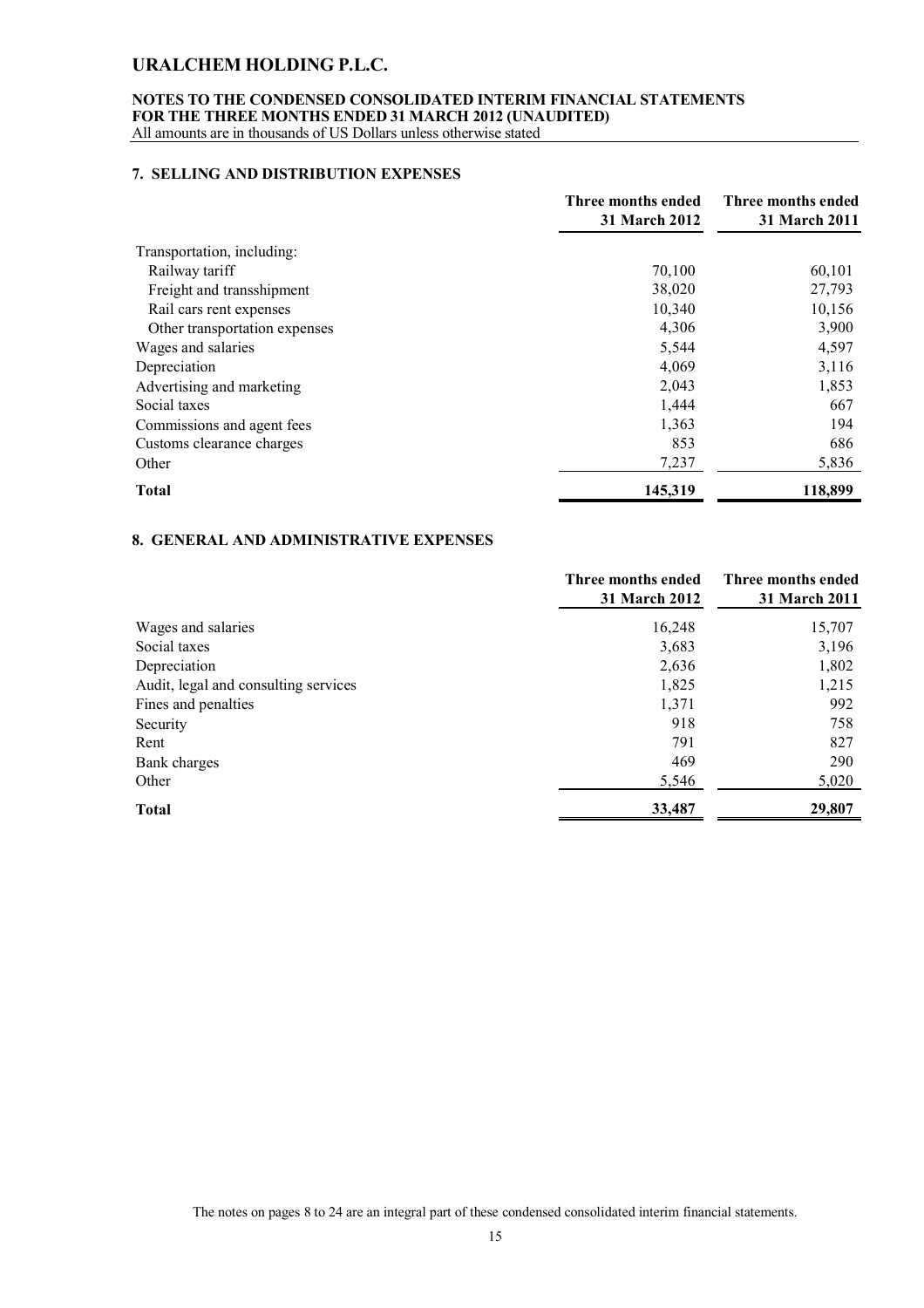# URALCHEM HOLDING P.L.C.

**NOTES TO THE CONDENSED CONSOLIDATED INTERIM FINANCIAL STATEMENTS FOR THE THREE MONTHS ENDED 31 MARCH 2012 (UNAUDITED)**
All amounts are in thousands of US Dollars unless otherwise stated

## 7. SELLING AND DISTRIBUTION EXPENSES

| | Three months ended 31 March 2012 | Three months ended 31 March 2011 |
|---|---|---|
| Transportation, including: | | |
| Railway tariff | 70,100 | 60,101 |
| Freight and transshipment | 38,020 | 27,793 |
| Rail cars rent expenses | 10,340 | 10,156 |
| Other transportation expenses | 4,306 | 3,900 |
| Wages and salaries | 5,544 | 4,597 |
| Depreciation | 4,069 | 3,116 |
| Advertising and marketing | 2,043 | 1,853 |
| Social taxes | 1,444 | 667 |
| Commissions and agent fees | 1,363 | 194 |
| Customs clearance charges | 853 | 686 |
| Other | 7,237 | 5,836 |
| **Total** | **145,319** | **118,899** |

## 8. GENERAL AND ADMINISTRATIVE EXPENSES

| | Three months ended 31 March 2012 | Three months ended 31 March 2011 |
|---|---|---|
| Wages and salaries | 16,248 | 15,707 |
| Social taxes | 3,683 | 3,196 |
| Depreciation | 2,636 | 1,802 |
| Audit, legal and consulting services | 1,825 | 1,215 |
| Fines and penalties | 1,371 | 992 |
| Security | 918 | 758 |
| Rent | 791 | 827 |
| Bank charges | 469 | 290 |
| Other | 5,546 | 5,020 |
| **Total** | **33,487** | **29,807** |

The notes on pages 8 to 24 are an integral part of these condensed consolidated interim financial statements.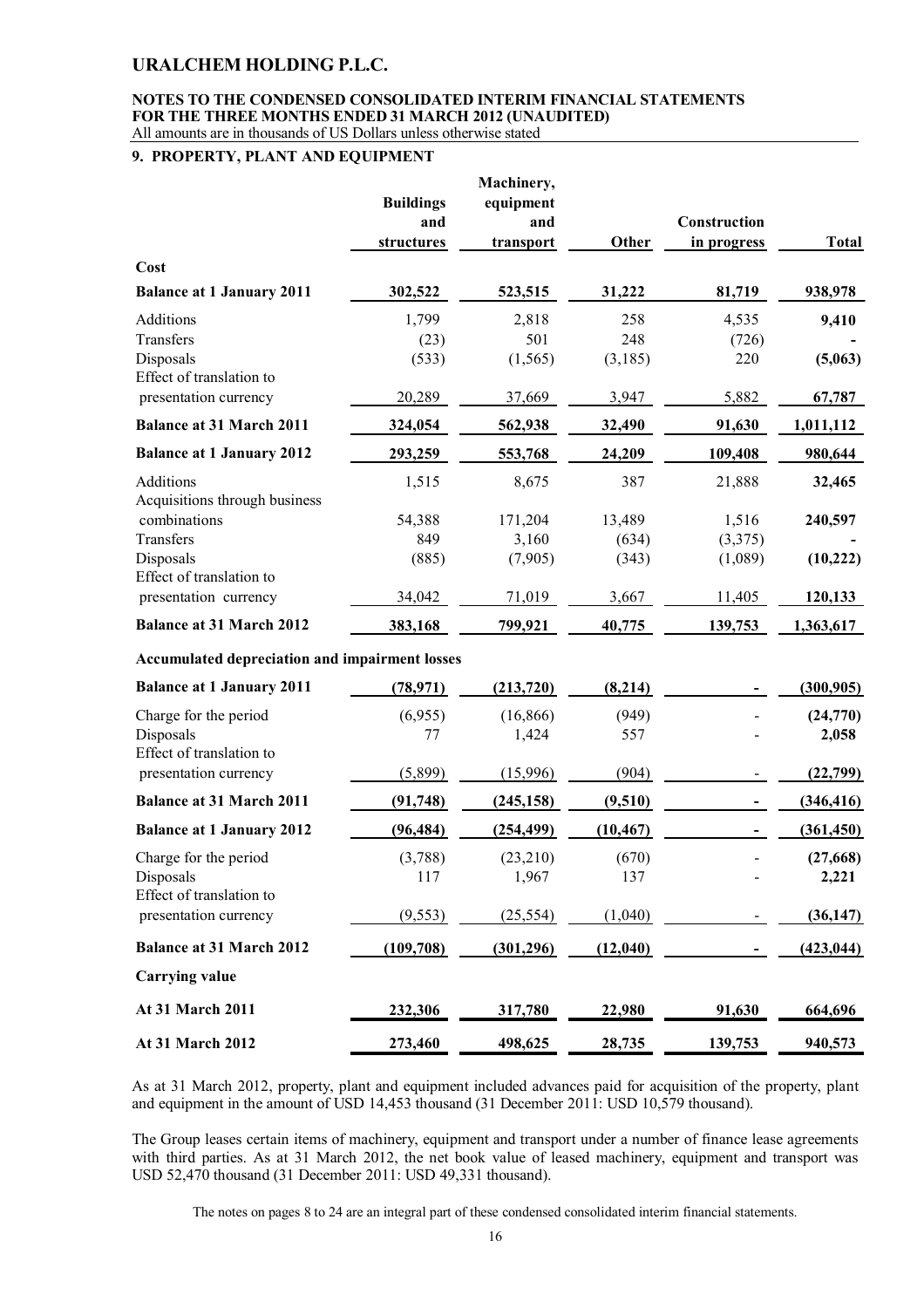# URALCHEM HOLDING P.L.C.

**NOTES TO THE CONDENSED CONSOLIDATED INTERIM FINANCIAL STATEMENTS FOR THE THREE MONTHS ENDED 31 MARCH 2012 (UNAUDITED)**

All amounts are in thousands of US Dollars unless otherwise stated

## 9. PROPERTY, PLANT AND EQUIPMENT

| | Buildings and structures | Machinery, equipment and transport | Other | Construction in progress | Total |
|---|---|---|---|---|---|
| **Cost** | | | | | |
| **Balance at 1 January 2011** | **302,522** | **523,515** | **31,222** | **81,719** | **938,978** |
| Additions | 1,799 | 2,818 | 258 | 4,535 | **9,410** |
| Transfers | (23) | 501 | 248 | (726) | **-** |
| Disposals | (533) | (1,565) | (3,185) | 220 | **(5,063)** |
| Effect of translation to presentation currency | 20,289 | 37,669 | 3,947 | 5,882 | **67,787** |
| **Balance at 31 March 2011** | **324,054** | **562,938** | **32,490** | **91,630** | **1,011,112** |
| **Balance at 1 January 2012** | **293,259** | **553,768** | **24,209** | **109,408** | **980,644** |
| Additions | 1,515 | 8,675 | 387 | 21,888 | **32,465** |
| Acquisitions through business combinations | 54,388 | 171,204 | 13,489 | 1,516 | **240,597** |
| Transfers | 849 | 3,160 | (634) | (3,375) | **-** |
| Disposals | (885) | (7,905) | (343) | (1,089) | **(10,222)** |
| Effect of translation to presentation currency | 34,042 | 71,019 | 3,667 | 11,405 | **120,133** |
| **Balance at 31 March 2012** | **383,168** | **799,921** | **40,775** | **139,753** | **1,363,617** |
| **Accumulated depreciation and impairment losses** | | | | | |
| **Balance at 1 January 2011** | **(78,971)** | **(213,720)** | **(8,214)** | **-** | **(300,905)** |
| Charge for the period | (6,955) | (16,866) | (949) | - | **(24,770)** |
| Disposals | 77 | 1,424 | 557 | - | **2,058** |
| Effect of translation to presentation currency | (5,899) | (15,996) | (904) | - | **(22,799)** |
| **Balance at 31 March 2011** | **(91,748)** | **(245,158)** | **(9,510)** | **-** | **(346,416)** |
| **Balance at 1 January 2012** | **(96,484)** | **(254,499)** | **(10,467)** | **-** | **(361,450)** |
| Charge for the period | (3,788) | (23,210) | (670) | - | **(27,668)** |
| Disposals | 117 | 1,967 | 137 | - | **2,221** |
| Effect of translation to presentation currency | (9,553) | (25,554) | (1,040) | - | **(36,147)** |
| **Balance at 31 March 2012** | **(109,708)** | **(301,296)** | **(12,040)** | **-** | **(423,044)** |
| **Carrying value** | | | | | |
| **At 31 March 2011** | **232,306** | **317,780** | **22,980** | **91,630** | **664,696** |
| **At 31 March 2012** | **273,460** | **498,625** | **28,735** | **139,753** | **940,573** |

As at 31 March 2012, property, plant and equipment included advances paid for acquisition of the property, plant and equipment in the amount of USD 14,453 thousand (31 December 2011: USD 10,579 thousand).

The Group leases certain items of machinery, equipment and transport under a number of finance lease agreements with third parties. As at 31 March 2012, the net book value of leased machinery, equipment and transport was USD 52,470 thousand (31 December 2011: USD 49,331 thousand).

The notes on pages 8 to 24 are an integral part of these condensed consolidated interim financial statements.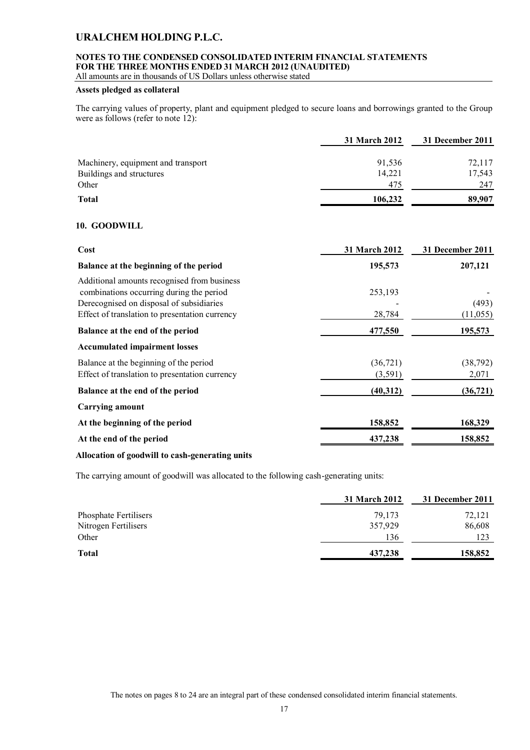**Assets pledged as collateral**

The carrying values of property, plant and equipment pledged to secure loans and borrowings granted to the Group were as follows (refer to note 12):

| | 31 March 2012 | 31 December 2011 |
|---|---|---|
| Machinery, equipment and transport | 91,536 | 72,117 |
| Buildings and structures | 14,221 | 17,543 |
| Other | 475 | 247 |
| **Total** | **106,232** | **89,907** |

## 10. GOODWILL

| Cost | 31 March 2012 | 31 December 2011 |
|---|---|---|
| **Balance at the beginning of the period** | **195,573** | **207,121** |
| Additional amounts recognised from business combinations occurring during the period | 253,193 | - |
| Derecognised on disposal of subsidiaries | - | (493) |
| Effect of translation to presentation currency | 28,784 | (11,055) |
| **Balance at the end of the period** | **477,550** | **195,573** |
| **Accumulated impairment losses** | | |
| Balance at the beginning of the period | (36,721) | (38,792) |
| Effect of translation to presentation currency | (3,591) | 2,071 |
| **Balance at the end of the period** | **(40,312)** | **(36,721)** |
| **Carrying amount** | | |
| **At the beginning of the period** | **158,852** | **168,329** |
| **At the end of the period** | **437,238** | **158,852** |

**Allocation of goodwill to cash-generating units**

The carrying amount of goodwill was allocated to the following cash-generating units:

| | 31 March 2012 | 31 December 2011 |
|---|---|---|
| Phosphate Fertilisers | 79,173 | 72,121 |
| Nitrogen Fertilisers | 357,929 | 86,608 |
| Other | 136 | 123 |
| **Total** | **437,238** | **158,852** |

The notes on pages 8 to 24 are an integral part of these condensed consolidated interim financial statements.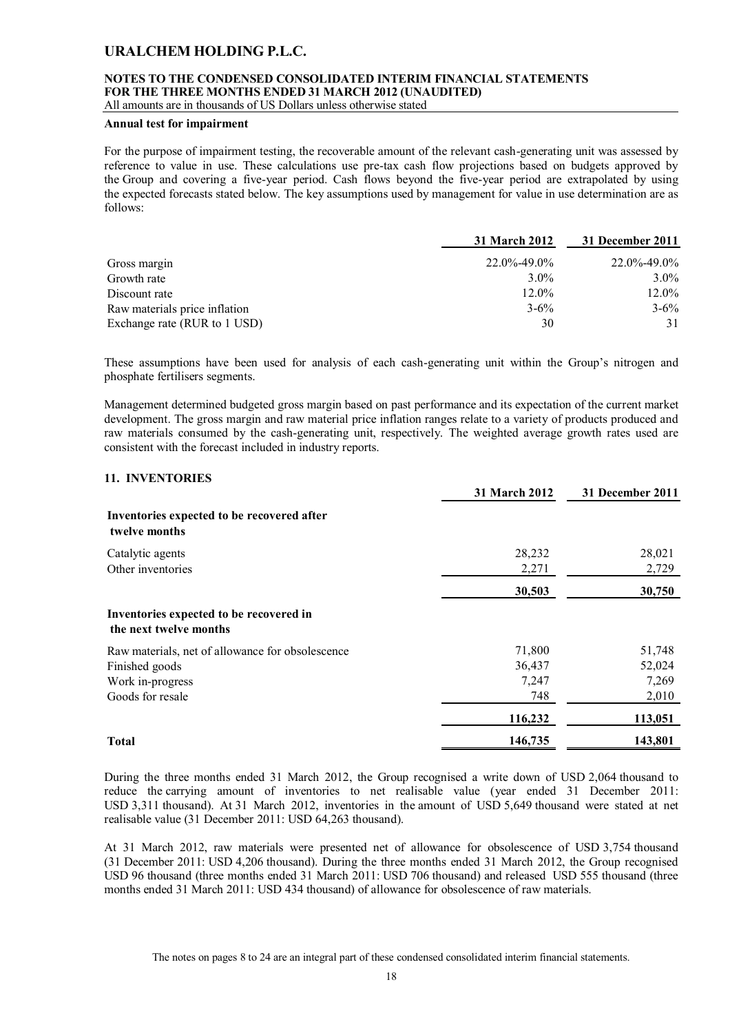# URALCHEM HOLDING P.L.C.

**NOTES TO THE CONDENSED CONSOLIDATED INTERIM FINANCIAL STATEMENTS FOR THE THREE MONTHS ENDED 31 MARCH 2012 (UNAUDITED)**
All amounts are in thousands of US Dollars unless otherwise stated

**Annual test for impairment**

For the purpose of impairment testing, the recoverable amount of the relevant cash-generating unit was assessed by reference to value in use. These calculations use pre-tax cash flow projections based on budgets approved by the Group and covering a five-year period. Cash flows beyond the five-year period are extrapolated by using the expected forecasts stated below. The key assumptions used by management for value in use determination are as follows:

| | 31 March 2012 | 31 December 2011 |
|---|---|---|
| Gross margin | 22.0%-49.0% | 22.0%-49.0% |
| Growth rate | 3.0% | 3.0% |
| Discount rate | 12.0% | 12.0% |
| Raw materials price inflation | 3-6% | 3-6% |
| Exchange rate (RUR to 1 USD) | 30 | 31 |

These assumptions have been used for analysis of each cash-generating unit within the Group's nitrogen and phosphate fertilisers segments.

Management determined budgeted gross margin based on past performance and its expectation of the current market development. The gross margin and raw material price inflation ranges relate to a variety of products produced and raw materials consumed by the cash-generating unit, respectively. The weighted average growth rates used are consistent with the forecast included in industry reports.

## 11. INVENTORIES

| | 31 March 2012 | 31 December 2011 |
|---|---|---|
| **Inventories expected to be recovered after twelve months** | | |
| Catalytic agents | 28,232 | 28,021 |
| Other inventories | 2,271 | 2,729 |
| | **30,503** | **30,750** |
| **Inventories expected to be recovered in the next twelve months** | | |
| Raw materials, net of allowance for obsolescence | 71,800 | 51,748 |
| Finished goods | 36,437 | 52,024 |
| Work in-progress | 7,247 | 7,269 |
| Goods for resale | 748 | 2,010 |
| | **116,232** | **113,051** |
| **Total** | **146,735** | **143,801** |

During the three months ended 31 March 2012, the Group recognised a write down of USD 2,064 thousand to reduce the carrying amount of inventories to net realisable value (year ended 31 December 2011: USD 3,311 thousand). At 31 March 2012, inventories in the amount of USD 5,649 thousand were stated at net realisable value (31 December 2011: USD 64,263 thousand).

At 31 March 2012, raw materials were presented net of allowance for obsolescence of USD 3,754 thousand (31 December 2011: USD 4,206 thousand). During the three months ended 31 March 2012, the Group recognised USD 96 thousand (three months ended 31 March 2011: USD 706 thousand) and released USD 555 thousand (three months ended 31 March 2011: USD 434 thousand) of allowance for obsolescence of raw materials.

The notes on pages 8 to 24 are an integral part of these condensed consolidated interim financial statements.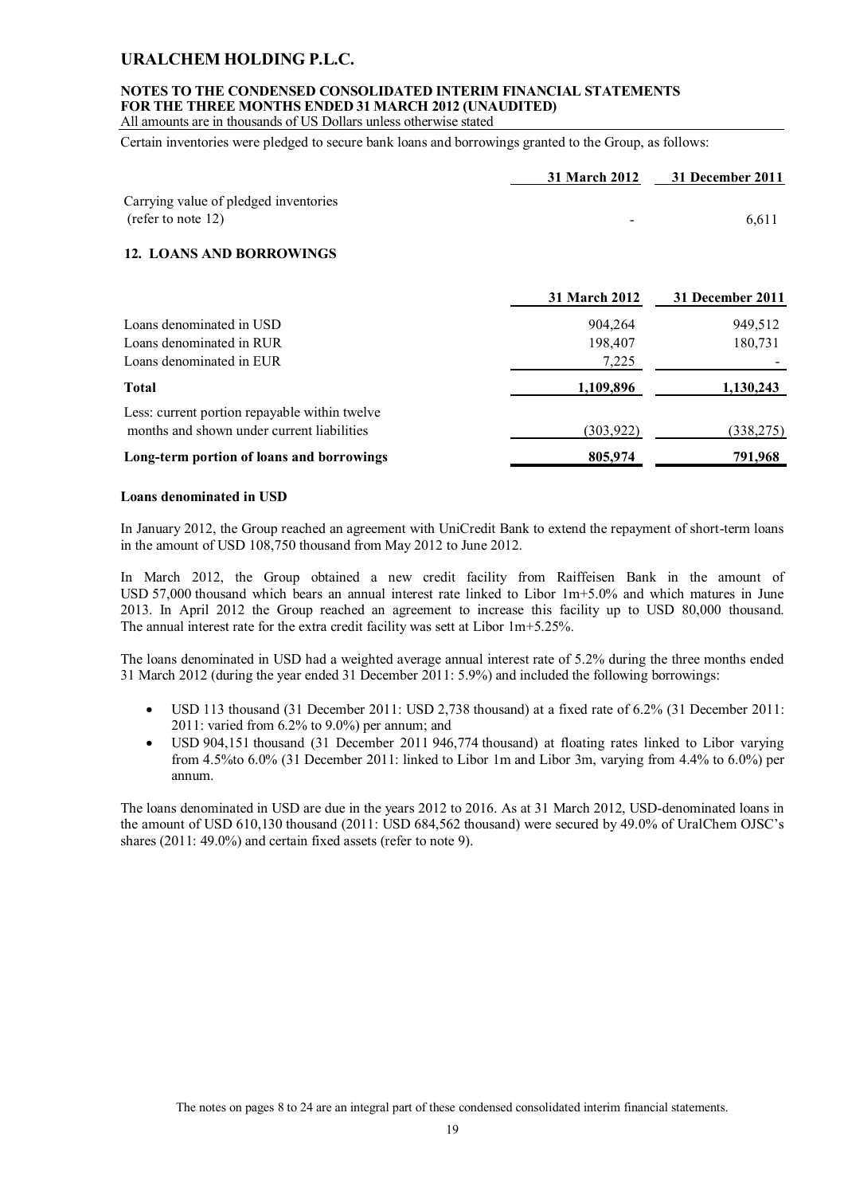Certain inventories were pledged to secure bank loans and borrowings granted to the Group, as follows:

| | 31 March 2012 | 31 December 2011 |
|---|---|---|
| Carrying value of pledged inventories (refer to note 12) | - | 6,611 |

## 12. LOANS AND BORROWINGS

| | 31 March 2012 | 31 December 2011 |
|---|---|---|
| Loans denominated in USD | 904,264 | 949,512 |
| Loans denominated in RUR | 198,407 | 180,731 |
| Loans denominated in EUR | 7,225 | - |
| **Total** | **1,109,896** | **1,130,243** |
| Less: current portion repayable within twelve months and shown under current liabilities | (303,922) | (338,275) |
| **Long-term portion of loans and borrowings** | **805,974** | **791,968** |

**Loans denominated in USD**

In January 2012, the Group reached an agreement with UniCredit Bank to extend the repayment of short-term loans in the amount of USD 108,750 thousand from May 2012 to June 2012.

In March 2012, the Group obtained a new credit facility from Raiffeisen Bank in the amount of USD 57,000 thousand which bears an annual interest rate linked to Libor 1m+5.0% and which matures in June 2013. In April 2012 the Group reached an agreement to increase this facility up to USD 80,000 thousand. The annual interest rate for the extra credit facility was sett at Libor 1m+5.25%.

The loans denominated in USD had a weighted average annual interest rate of 5.2% during the three months ended 31 March 2012 (during the year ended 31 December 2011: 5.9%) and included the following borrowings:

- USD 113 thousand (31 December 2011: USD 2,738 thousand) at a fixed rate of 6.2% (31 December 2011: 2011: varied from 6.2% to 9.0%) per annum; and
- USD 904,151 thousand (31 December 2011 946,774 thousand) at floating rates linked to Libor varying from 4.5%to 6.0% (31 December 2011: linked to Libor 1m and Libor 3m, varying from 4.4% to 6.0%) per annum.

The loans denominated in USD are due in the years 2012 to 2016. As at 31 March 2012, USD-denominated loans in the amount of USD 610,130 thousand (2011: USD 684,562 thousand) were secured by 49.0% of UralChem OJSC's shares (2011: 49.0%) and certain fixed assets (refer to note 9).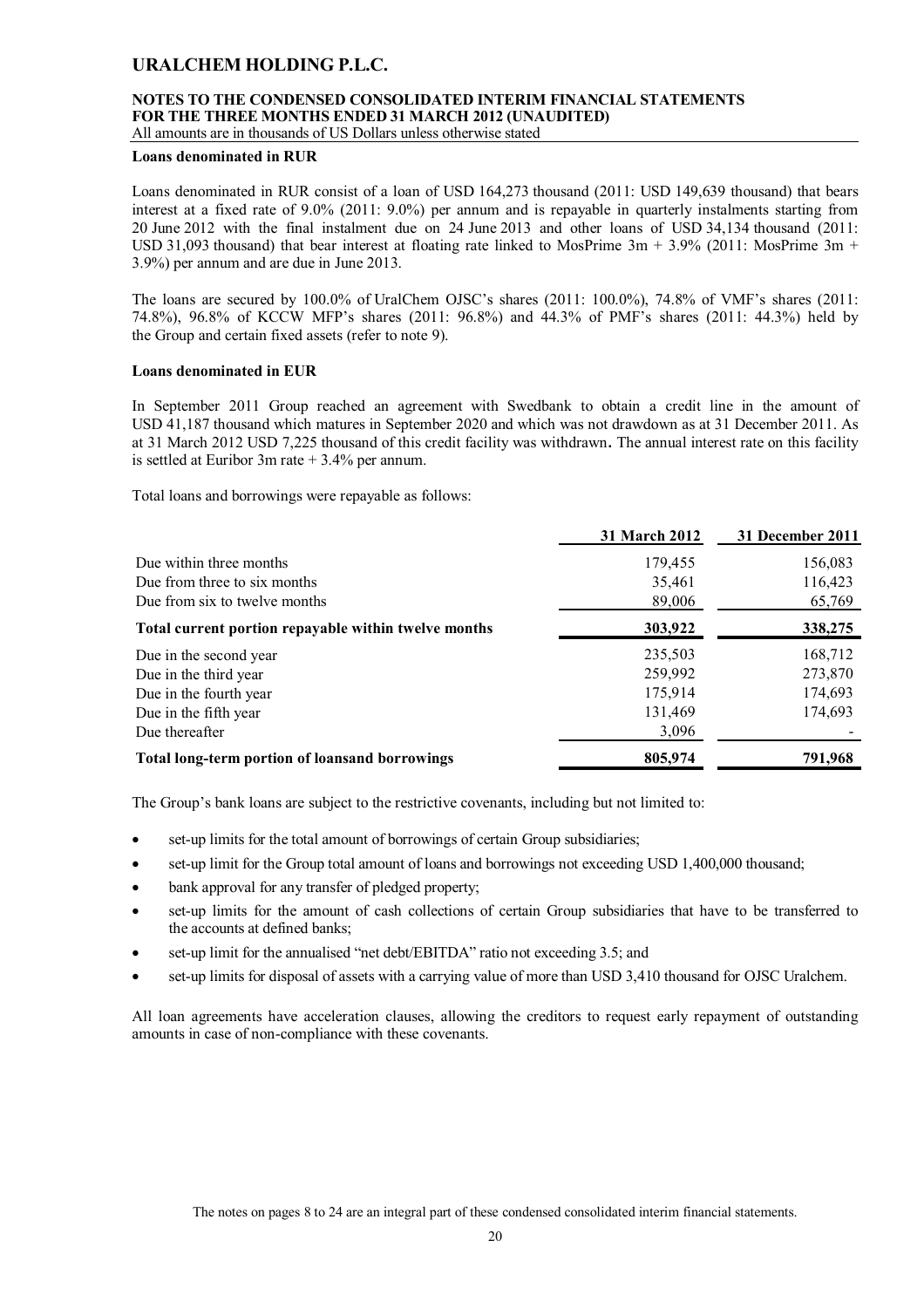**Loans denominated in RUR**

Loans denominated in RUR consist of a loan of USD 164,273 thousand (2011: USD 149,639 thousand) that bears interest at a fixed rate of 9.0% (2011: 9.0%) per annum and is repayable in quarterly instalments starting from 20 June 2012 with the final instalment due on 24 June 2013 and other loans of USD 34,134 thousand (2011: USD 31,093 thousand) that bear interest at floating rate linked to MosPrime 3m + 3.9% (2011: MosPrime 3m + 3.9%) per annum and are due in June 2013.

The loans are secured by 100.0% of UralChem OJSC's shares (2011: 100.0%), 74.8% of VMF's shares (2011: 74.8%), 96.8% of KCCW MFP's shares (2011: 96.8%) and 44.3% of PMF's shares (2011: 44.3%) held by the Group and certain fixed assets (refer to note 9).

**Loans denominated in EUR**

In September 2011 Group reached an agreement with Swedbank to obtain a credit line in the amount of USD 41,187 thousand which matures in September 2020 and which was not drawdown as at 31 December 2011. As at 31 March 2012 USD 7,225 thousand of this credit facility was withdrawn**.** The annual interest rate on this facility is settled at Euribor 3m rate + 3.4% per annum.

Total loans and borrowings were repayable as follows:

| | 31 March 2012 | 31 December 2011 |
|---|---|---|
| Due within three months | 179,455 | 156,083 |
| Due from three to six months | 35,461 | 116,423 |
| Due from six to twelve months | 89,006 | 65,769 |
| **Total current portion repayable within twelve months** | **303,922** | **338,275** |
| Due in the second year | 235,503 | 168,712 |
| Due in the third year | 259,992 | 273,870 |
| Due in the fourth year | 175,914 | 174,693 |
| Due in the fifth year | 131,469 | 174,693 |
| Due thereafter | 3,096 | - |
| **Total long-term portion of loansand borrowings** | **805,974** | **791,968** |

The Group's bank loans are subject to the restrictive covenants, including but not limited to:

- set-up limits for the total amount of borrowings of certain Group subsidiaries;
- set-up limit for the Group total amount of loans and borrowings not exceeding USD 1,400,000 thousand;
- bank approval for any transfer of pledged property;
- set-up limits for the amount of cash collections of certain Group subsidiaries that have to be transferred to the accounts at defined banks;
- set-up limit for the annualised "net debt/EBITDA" ratio not exceeding 3.5; and
- set-up limits for disposal of assets with a carrying value of more than USD 3,410 thousand for OJSC Uralchem.

All loan agreements have acceleration clauses, allowing the creditors to request early repayment of outstanding amounts in case of non-compliance with these covenants.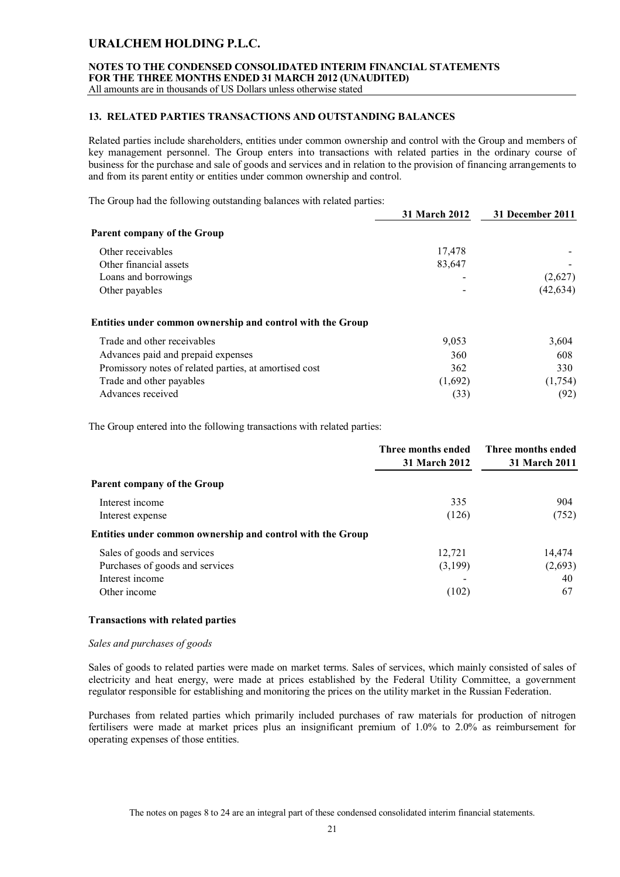## 13. RELATED PARTIES TRANSACTIONS AND OUTSTANDING BALANCES

Related parties include shareholders, entities under common ownership and control with the Group and members of key management personnel. The Group enters into transactions with related parties in the ordinary course of business for the purchase and sale of goods and services and in relation to the provision of financing arrangements to and from its parent entity or entities under common ownership and control.

The Group had the following outstanding balances with related parties:

| | 31 March 2012 | 31 December 2011 |
|---|---|---|
| **Parent company of the Group** | | |
| Other receivables | 17,478 | - |
| Other financial assets | 83,647 | - |
| Loans and borrowings | - | (2,627) |
| Other payables | - | (42,634) |
| **Entities under common ownership and control with the Group** | | |
| Trade and other receivables | 9,053 | 3,604 |
| Advances paid and prepaid expenses | 360 | 608 |
| Promissory notes of related parties, at amortised cost | 362 | 330 |
| Trade and other payables | (1,692) | (1,754) |
| Advances received | (33) | (92) |

The Group entered into the following transactions with related parties:

| | Three months ended 31 March 2012 | Three months ended 31 March 2011 |
|---|---|---|
| **Parent company of the Group** | | |
| Interest income | 335 | 904 |
| Interest expense | (126) | (752) |
| **Entities under common ownership and control with the Group** | | |
| Sales of goods and services | 12,721 | 14,474 |
| Purchases of goods and services | (3,199) | (2,693) |
| Interest income | - | 40 |
| Other income | (102) | 67 |

### Transactions with related parties

*Sales and purchases of goods*

Sales of goods to related parties were made on market terms. Sales of services, which mainly consisted of sales of electricity and heat energy, were made at prices established by the Federal Utility Committee, a government regulator responsible for establishing and monitoring the prices on the utility market in the Russian Federation.

Purchases from related parties which primarily included purchases of raw materials for production of nitrogen fertilisers were made at market prices plus an insignificant premium of 1.0% to 2.0% as reimbursement for operating expenses of those entities.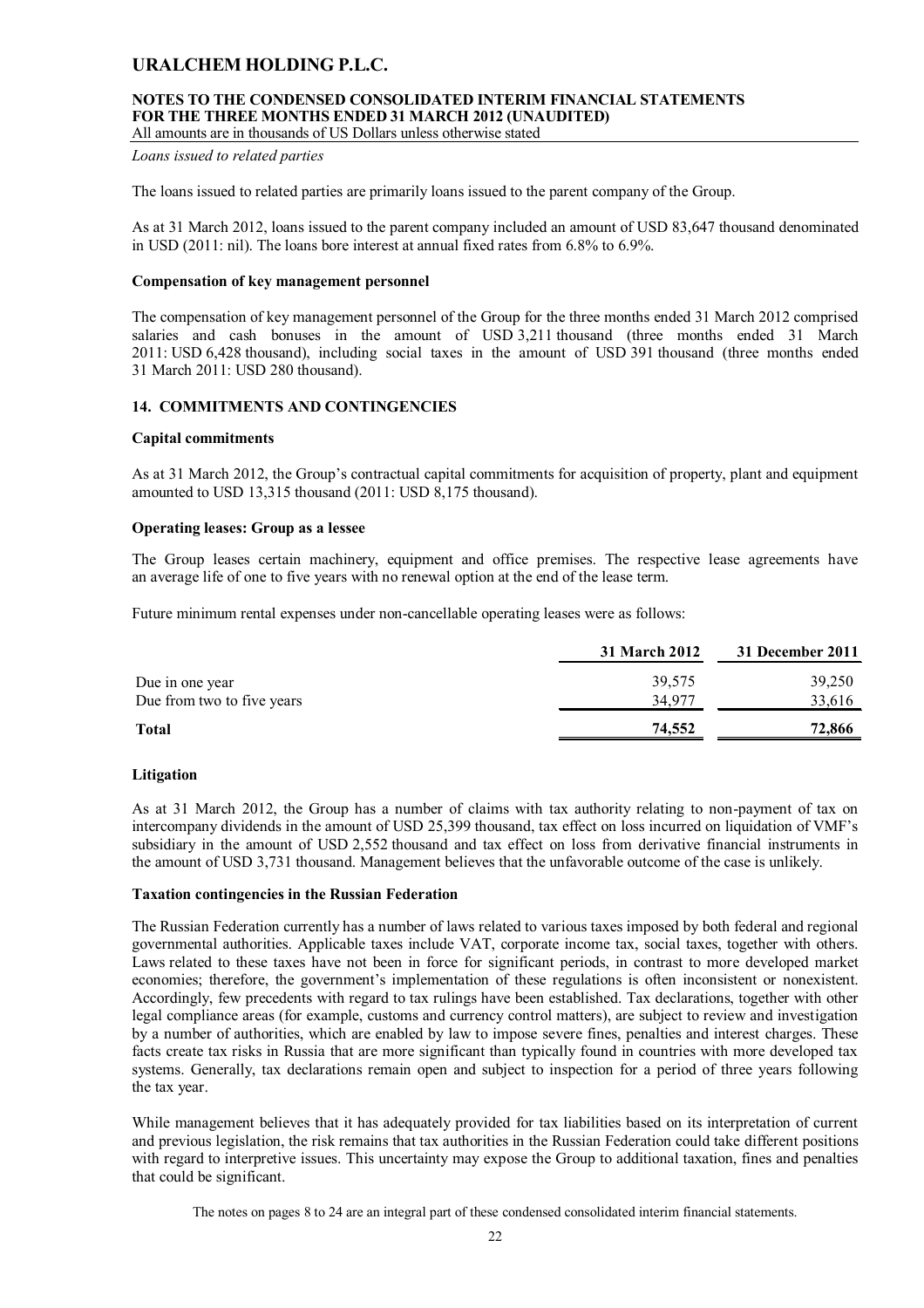*Loans issued to related parties*

The loans issued to related parties are primarily loans issued to the parent company of the Group.

As at 31 March 2012, loans issued to the parent company included an amount of USD 83,647 thousand denominated in USD (2011: nil). The loans bore interest at annual fixed rates from 6.8% to 6.9%.

**Compensation of key management personnel**

The compensation of key management personnel of the Group for the three months ended 31 March 2012 comprised salaries and cash bonuses in the amount of USD 3,211 thousand (three months ended 31 March 2011: USD 6,428 thousand), including social taxes in the amount of USD 391 thousand (three months ended 31 March 2011: USD 280 thousand).

## 14. COMMITMENTS AND CONTINGENCIES

**Capital commitments**

As at 31 March 2012, the Group's contractual capital commitments for acquisition of property, plant and equipment amounted to USD 13,315 thousand (2011: USD 8,175 thousand).

**Operating leases: Group as a lessee**

The Group leases certain machinery, equipment and office premises. The respective lease agreements have an average life of one to five years with no renewal option at the end of the lease term.

Future minimum rental expenses under non-cancellable operating leases were as follows:

| | 31 March 2012 | 31 December 2011 |
|---|---|---|
| Due in one year | 39,575 | 39,250 |
| Due from two to five years | 34,977 | 33,616 |
| **Total** | **74,552** | **72,866** |

**Litigation**

As at 31 March 2012, the Group has a number of claims with tax authority relating to non-payment of tax on intercompany dividends in the amount of USD 25,399 thousand, tax effect on loss incurred on liquidation of VMF's subsidiary in the amount of USD 2,552 thousand and tax effect on loss from derivative financial instruments in the amount of USD 3,731 thousand. Management believes that the unfavorable outcome of the case is unlikely.

**Taxation contingencies in the Russian Federation**

The Russian Federation currently has a number of laws related to various taxes imposed by both federal and regional governmental authorities. Applicable taxes include VAT, corporate income tax, social taxes, together with others. Laws related to these taxes have not been in force for significant periods, in contrast to more developed market economies; therefore, the government's implementation of these regulations is often inconsistent or nonexistent. Accordingly, few precedents with regard to tax rulings have been established. Tax declarations, together with other legal compliance areas (for example, customs and currency control matters), are subject to review and investigation by a number of authorities, which are enabled by law to impose severe fines, penalties and interest charges. These facts create tax risks in Russia that are more significant than typically found in countries with more developed tax systems. Generally, tax declarations remain open and subject to inspection for a period of three years following the tax year.

While management believes that it has adequately provided for tax liabilities based on its interpretation of current and previous legislation, the risk remains that tax authorities in the Russian Federation could take different positions with regard to interpretive issues. This uncertainty may expose the Group to additional taxation, fines and penalties that could be significant.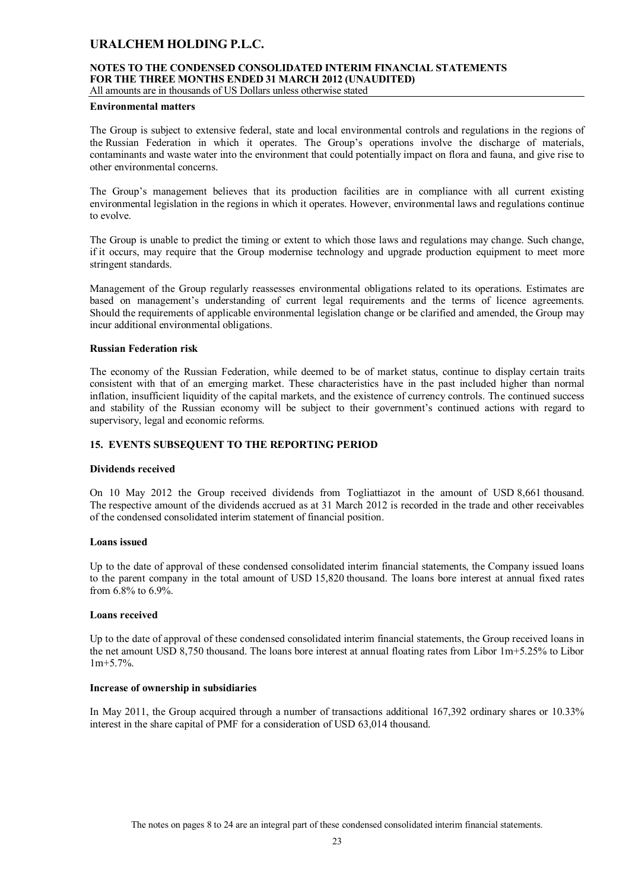**Environmental matters**

The Group is subject to extensive federal, state and local environmental controls and regulations in the regions of the Russian Federation in which it operates. The Group's operations involve the discharge of materials, contaminants and waste water into the environment that could potentially impact on flora and fauna, and give rise to other environmental concerns.

The Group's management believes that its production facilities are in compliance with all current existing environmental legislation in the regions in which it operates. However, environmental laws and regulations continue to evolve.

The Group is unable to predict the timing or extent to which those laws and regulations may change. Such change, if it occurs, may require that the Group modernise technology and upgrade production equipment to meet more stringent standards.

Management of the Group regularly reassesses environmental obligations related to its operations. Estimates are based on management's understanding of current legal requirements and the terms of licence agreements. Should the requirements of applicable environmental legislation change or be clarified and amended, the Group may incur additional environmental obligations.

**Russian Federation risk**

The economy of the Russian Federation, while deemed to be of market status, continue to display certain traits consistent with that of an emerging market. These characteristics have in the past included higher than normal inflation, insufficient liquidity of the capital markets, and the existence of currency controls. The continued success and stability of the Russian economy will be subject to their government's continued actions with regard to supervisory, legal and economic reforms.

## 15. EVENTS SUBSEQUENT TO THE REPORTING PERIOD

**Dividends received**

On 10 May 2012 the Group received dividends from Togliattiazot in the amount of USD 8,661 thousand. The respective amount of the dividends accrued as at 31 March 2012 is recorded in the trade and other receivables of the condensed consolidated interim statement of financial position.

**Loans issued**

Up to the date of approval of these condensed consolidated interim financial statements, the Company issued loans to the parent company in the total amount of USD 15,820 thousand. The loans bore interest at annual fixed rates from 6.8% to 6.9%.

**Loans received**

Up to the date of approval of these condensed consolidated interim financial statements, the Group received loans in the net amount USD 8,750 thousand. The loans bore interest at annual floating rates from Libor 1m+5.25% to Libor 1m+5.7%.

**Increase of ownership in subsidiaries**

In May 2011, the Group acquired through a number of transactions additional 167,392 ordinary shares or 10.33% interest in the share capital of PMF for a consideration of USD 63,014 thousand.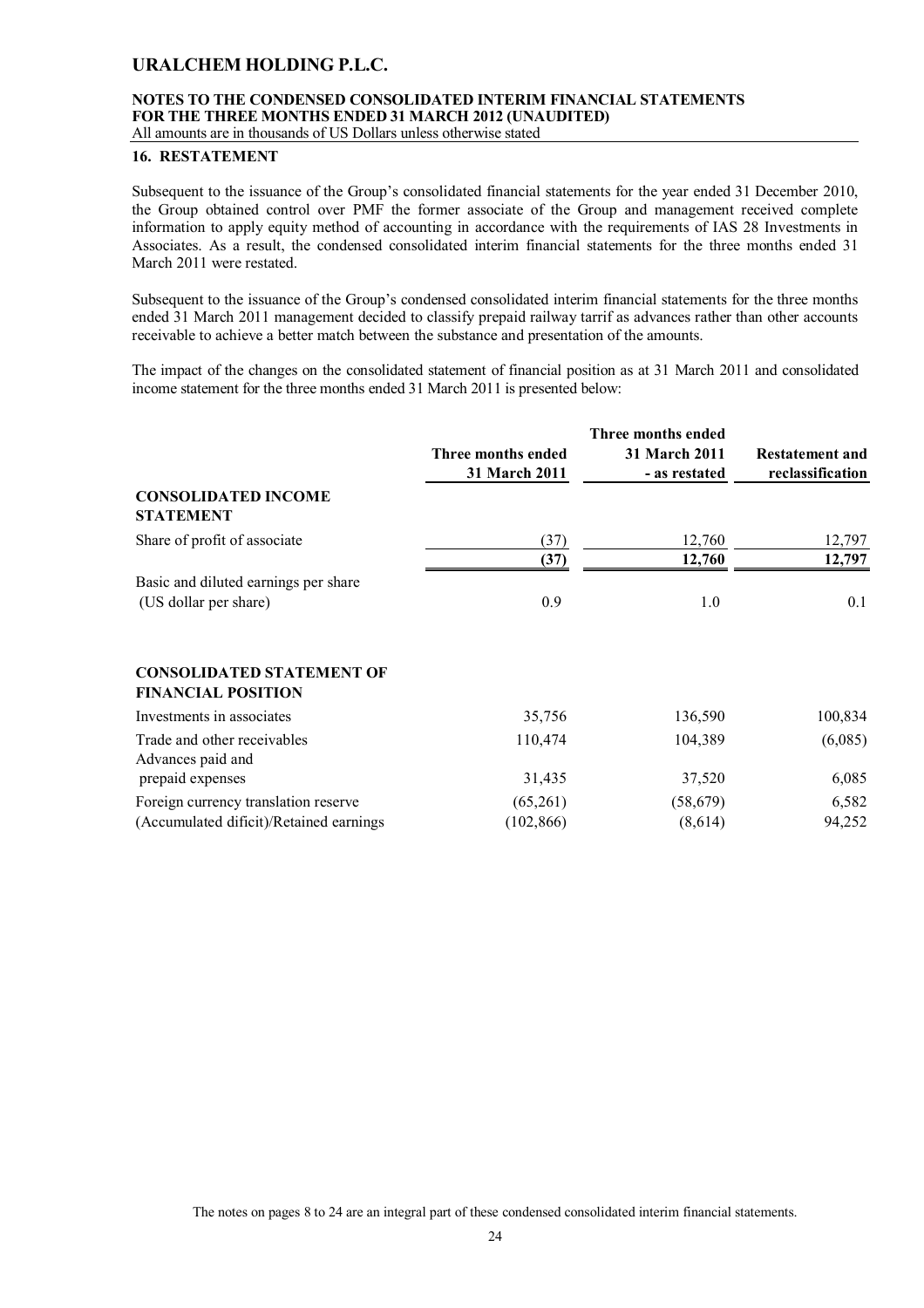# URALCHEM HOLDING P.L.C.

**NOTES TO THE CONDENSED CONSOLIDATED INTERIM FINANCIAL STATEMENTS FOR THE THREE MONTHS ENDED 31 MARCH 2012 (UNAUDITED)**
All amounts are in thousands of US Dollars unless otherwise stated

## 16. RESTATEMENT

Subsequent to the issuance of the Group's consolidated financial statements for the year ended 31 December 2010, the Group obtained control over PMF the former associate of the Group and management received complete information to apply equity method of accounting in accordance with the requirements of IAS 28 Investments in Associates. As a result, the condensed consolidated interim financial statements for the three months ended 31 March 2011 were restated.

Subsequent to the issuance of the Group's condensed consolidated interim financial statements for the three months ended 31 March 2011 management decided to classify prepaid railway tarrif as advances rather than other accounts receivable to achieve a better match between the substance and presentation of the amounts.

The impact of the changes on the consolidated statement of financial position as at 31 March 2011 and consolidated income statement for the three months ended 31 March 2011 is presented below:

| | Three months ended 31 March 2011 | Three months ended 31 March 2011 - as restated | Restatement and reclassification |
|---|---|---|---|
| **CONSOLIDATED INCOME STATEMENT** | | | |
| Share of profit of associate | (37) | 12,760 | 12,797 |
| | **(37)** | **12,760** | **12,797** |
| Basic and diluted earnings per share (US dollar per share) | 0.9 | 1.0 | 0.1 |
| **CONSOLIDATED STATEMENT OF FINANCIAL POSITION** | | | |
| Investments in associates | 35,756 | 136,590 | 100,834 |
| Trade and other receivables | 110,474 | 104,389 | (6,085) |
| Advances paid and prepaid expenses | 31,435 | 37,520 | 6,085 |
| Foreign currency translation reserve | (65,261) | (58,679) | 6,582 |
| (Accumulated dificit)/Retained earnings | (102,866) | (8,614) | 94,252 |

The notes on pages 8 to 24 are an integral part of these condensed consolidated interim financial statements.